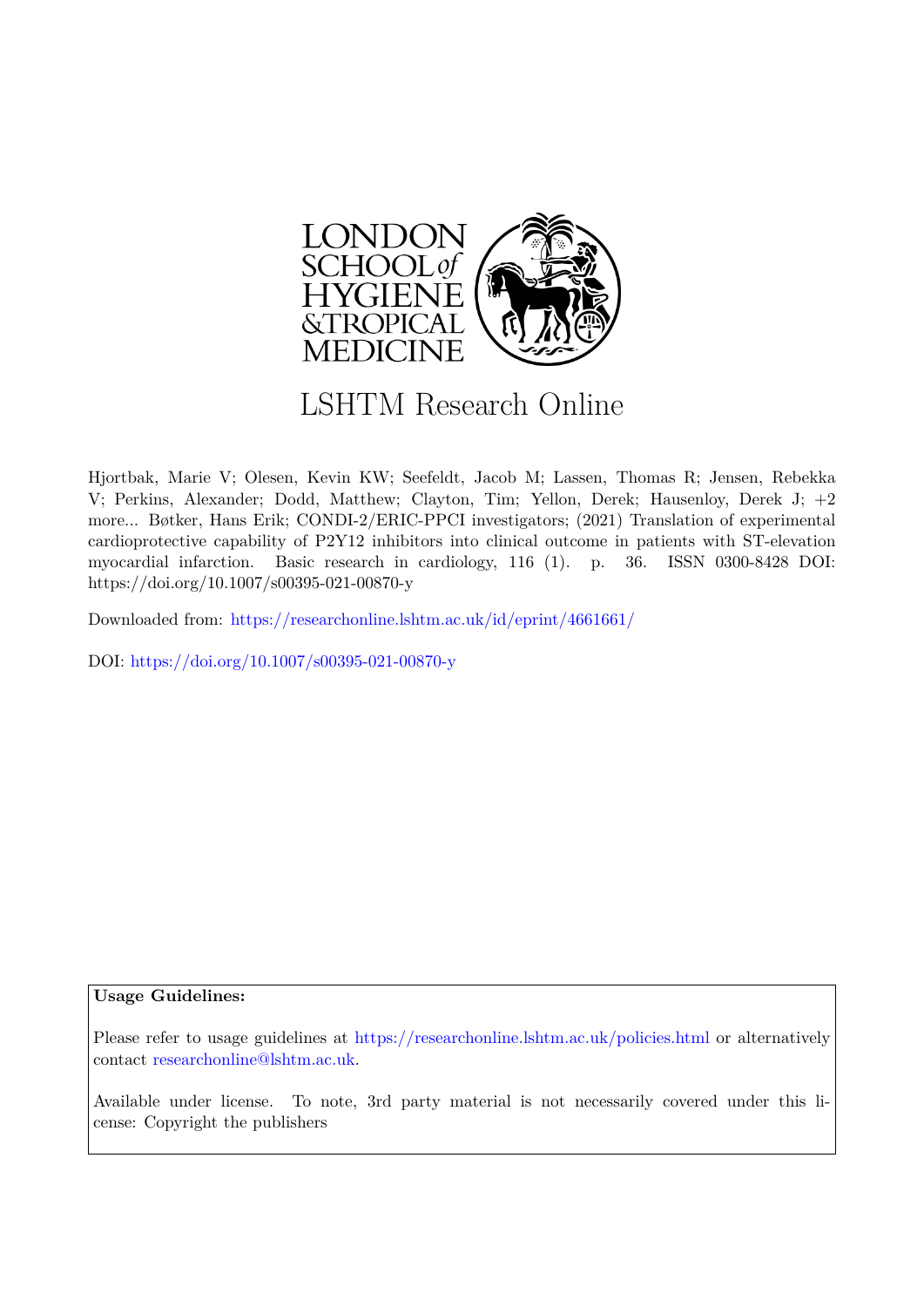LONDON SCHOOL of HYGIENE &TROPICAL MEDICINE

# LSHTM Research Online

Hjortbak, Marie V; Olesen, Kevin KW; Seefeldt, Jacob M; Lassen, Thomas R; Jensen, Rebekka V; Perkins, Alexander; Dodd, Matthew; Clayton, Tim; Yellon, Derek; Hausenloy, Derek J; +2 more... Bøtker, Hans Erik; CONDI-2/ERIC-PPCI investigators; (2021) Translation of experimental cardioprotective capability of P2Y12 inhibitors into clinical outcome in patients with ST-elevation myocardial infarction. Basic research in cardiology, 116 (1). p. 36. ISSN 0300-8428 DOI: https://doi.org/10.1007/s00395-021-00870-y

Downloaded from: https://researchonline.lshtm.ac.uk/id/eprint/4661661/

DOI: https://doi.org/10.1007/s00395-021-00870-y

**Usage Guidelines:**

Please refer to usage guidelines at https://researchonline.lshtm.ac.uk/policies.html or alternatively contact researchonline@lshtm.ac.uk.

Available under license. To note, 3rd party material is not necessarily covered under this license: Copyright the publishers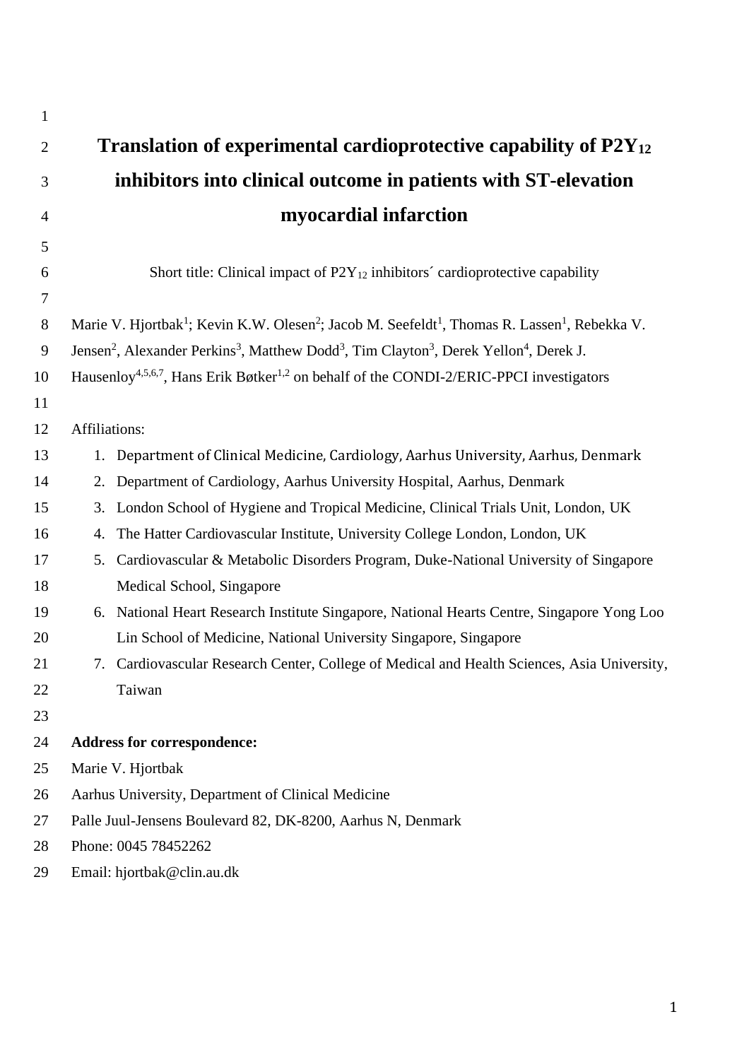# Translation of experimental cardioprotective capability of $P2Y_{12}$ inhibitors into clinical outcome in patients with ST-elevation myocardial infarction

Short title: Clinical impact of $P2Y_{12}$ inhibitors´ cardioprotective capability

Marie V. Hjortbak[1]; Kevin K.W. Olesen[2]; Jacob M. Seefeldt[1], Thomas R. Lassen[1], Rebekka V. Jensen[2], Alexander Perkins[3], Matthew Dodd[3], Tim Clayton[3], Derek Yellon[4], Derek J. Hausenloy[4,5,6,7], Hans Erik Bøtker[1,2] on behalf of the CONDI-2/ERIC-PPCI investigators

Affiliations:

1. Department of Clinical Medicine, Cardiology, Aarhus University, Aarhus, Denmark
2. Department of Cardiology, Aarhus University Hospital, Aarhus, Denmark
3. London School of Hygiene and Tropical Medicine, Clinical Trials Unit, London, UK
4. The Hatter Cardiovascular Institute, University College London, London, UK
5. Cardiovascular & Metabolic Disorders Program, Duke-National University of Singapore Medical School, Singapore
6. National Heart Research Institute Singapore, National Hearts Centre, Singapore Yong Loo Lin School of Medicine, National University Singapore, Singapore
7. Cardiovascular Research Center, College of Medical and Health Sciences, Asia University, Taiwan

**Address for correspondence:**

Marie V. Hjortbak
Aarhus University, Department of Clinical Medicine
Palle Juul-Jensens Boulevard 82, DK-8200, Aarhus N, Denmark
Phone: 0045 78452262
Email: hjortbak@clin.au.dk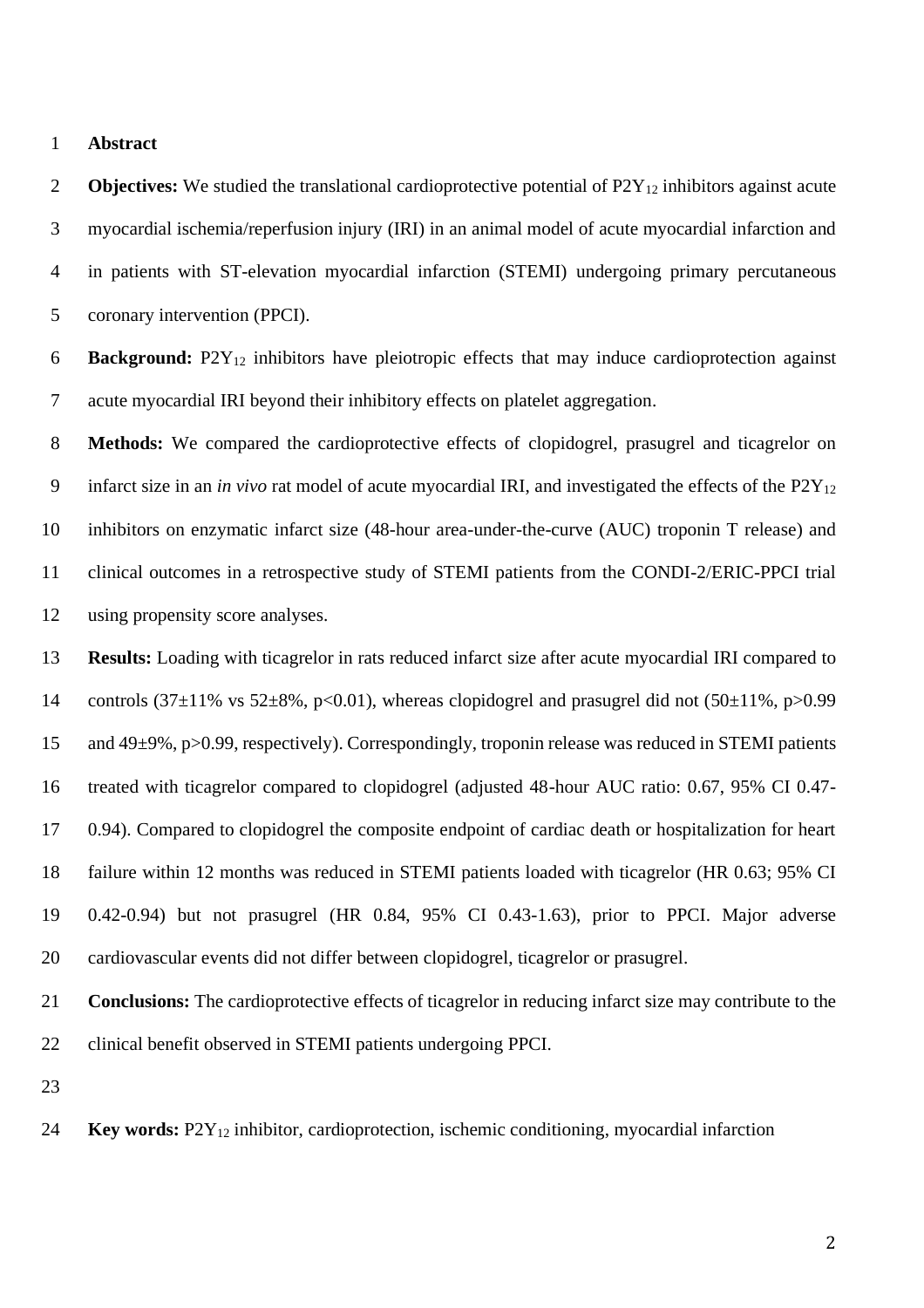## Abstract

**Objectives:** We studied the translational cardioprotective potential of $P2Y_{12}$ inhibitors against acute myocardial ischemia/reperfusion injury (IRI) in an animal model of acute myocardial infarction and in patients with ST-elevation myocardial infarction (STEMI) undergoing primary percutaneous coronary intervention (PPCI).

**Background:** $P2Y_{12}$ inhibitors have pleiotropic effects that may induce cardioprotection against acute myocardial IRI beyond their inhibitory effects on platelet aggregation.

**Methods:** We compared the cardioprotective effects of clopidogrel, prasugrel and ticagrelor on infarct size in an *in vivo* rat model of acute myocardial IRI, and investigated the effects of the $P2Y_{12}$ inhibitors on enzymatic infarct size (48-hour area-under-the-curve (AUC) troponin T release) and clinical outcomes in a retrospective study of STEMI patients from the CONDI-2/ERIC-PPCI trial using propensity score analyses.

**Results:** Loading with ticagrelor in rats reduced infarct size after acute myocardial IRI compared to controls (37±11% vs 52±8%, $p<0.01$), whereas clopidogrel and prasugrel did not (50±11%, $p>0.99$ and 49±9%, $p>0.99$, respectively). Correspondingly, troponin release was reduced in STEMI patients treated with ticagrelor compared to clopidogrel (adjusted 48-hour AUC ratio: 0.67, 95% CI 0.47-0.94). Compared to clopidogrel the composite endpoint of cardiac death or hospitalization for heart failure within 12 months was reduced in STEMI patients loaded with ticagrelor (HR 0.63; 95% CI 0.42-0.94) but not prasugrel (HR 0.84, 95% CI 0.43-1.63), prior to PPCI. Major adverse cardiovascular events did not differ between clopidogrel, ticagrelor or prasugrel.

**Conclusions:** The cardioprotective effects of ticagrelor in reducing infarct size may contribute to the clinical benefit observed in STEMI patients undergoing PPCI.

**Key words:** $P2Y_{12}$ inhibitor, cardioprotection, ischemic conditioning, myocardial infarction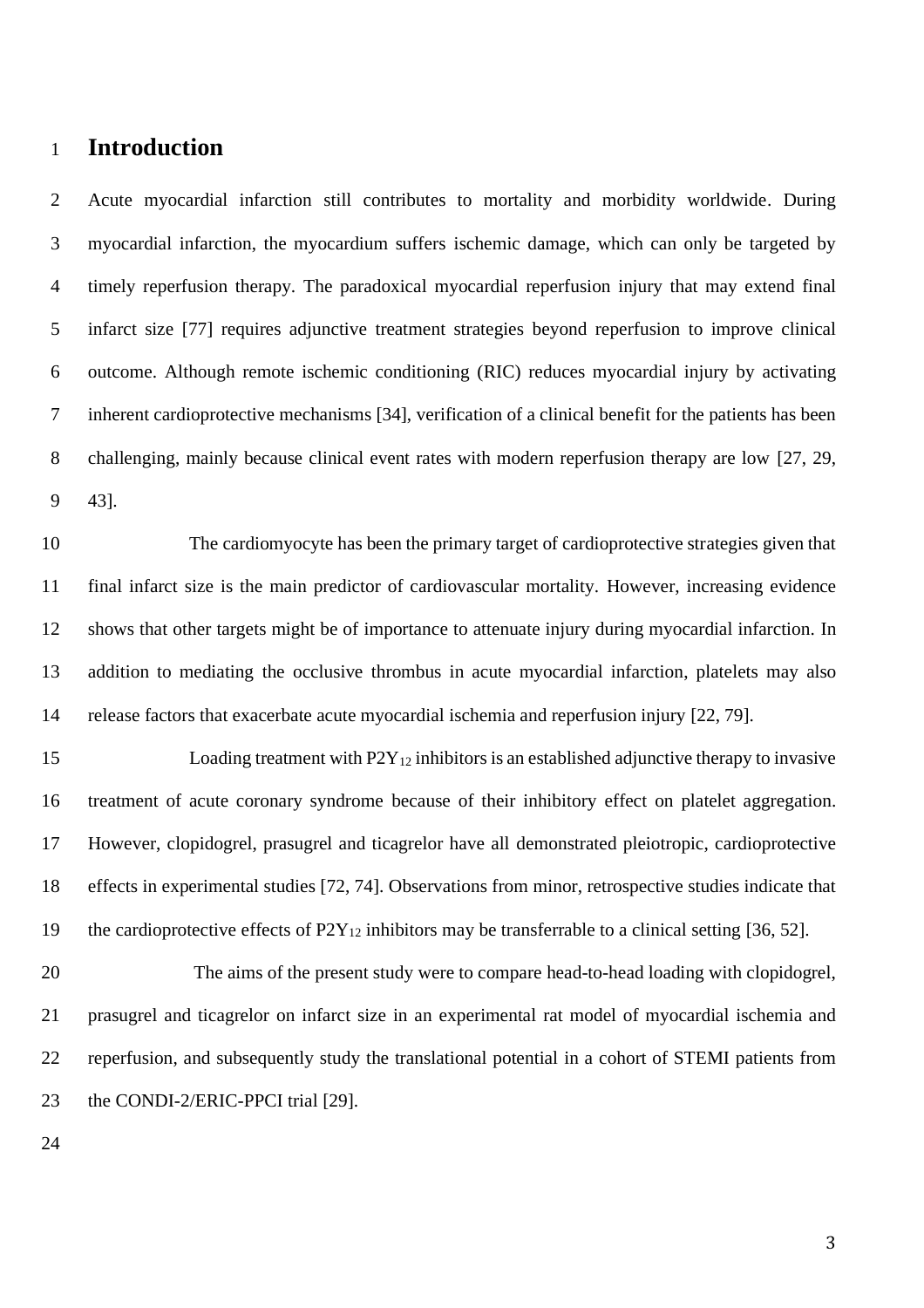# Introduction

Acute myocardial infarction still contributes to mortality and morbidity worldwide. During myocardial infarction, the myocardium suffers ischemic damage, which can only be targeted by timely reperfusion therapy. The paradoxical myocardial reperfusion injury that may extend final infarct size [77] requires adjunctive treatment strategies beyond reperfusion to improve clinical outcome. Although remote ischemic conditioning (RIC) reduces myocardial injury by activating inherent cardioprotective mechanisms [34], verification of a clinical benefit for the patients has been challenging, mainly because clinical event rates with modern reperfusion therapy are low [27, 29, 43].

The cardiomyocyte has been the primary target of cardioprotective strategies given that final infarct size is the main predictor of cardiovascular mortality. However, increasing evidence shows that other targets might be of importance to attenuate injury during myocardial infarction. In addition to mediating the occlusive thrombus in acute myocardial infarction, platelets may also release factors that exacerbate acute myocardial ischemia and reperfusion injury [22, 79].

Loading treatment with $P2Y_{12}$ inhibitors is an established adjunctive therapy to invasive treatment of acute coronary syndrome because of their inhibitory effect on platelet aggregation. However, clopidogrel, prasugrel and ticagrelor have all demonstrated pleiotropic, cardioprotective effects in experimental studies [72, 74]. Observations from minor, retrospective studies indicate that the cardioprotective effects of $P2Y_{12}$ inhibitors may be transferrable to a clinical setting [36, 52].

The aims of the present study were to compare head-to-head loading with clopidogrel, prasugrel and ticagrelor on infarct size in an experimental rat model of myocardial ischemia and reperfusion, and subsequently study the translational potential in a cohort of STEMI patients from the CONDI-2/ERIC-PPCI trial [29].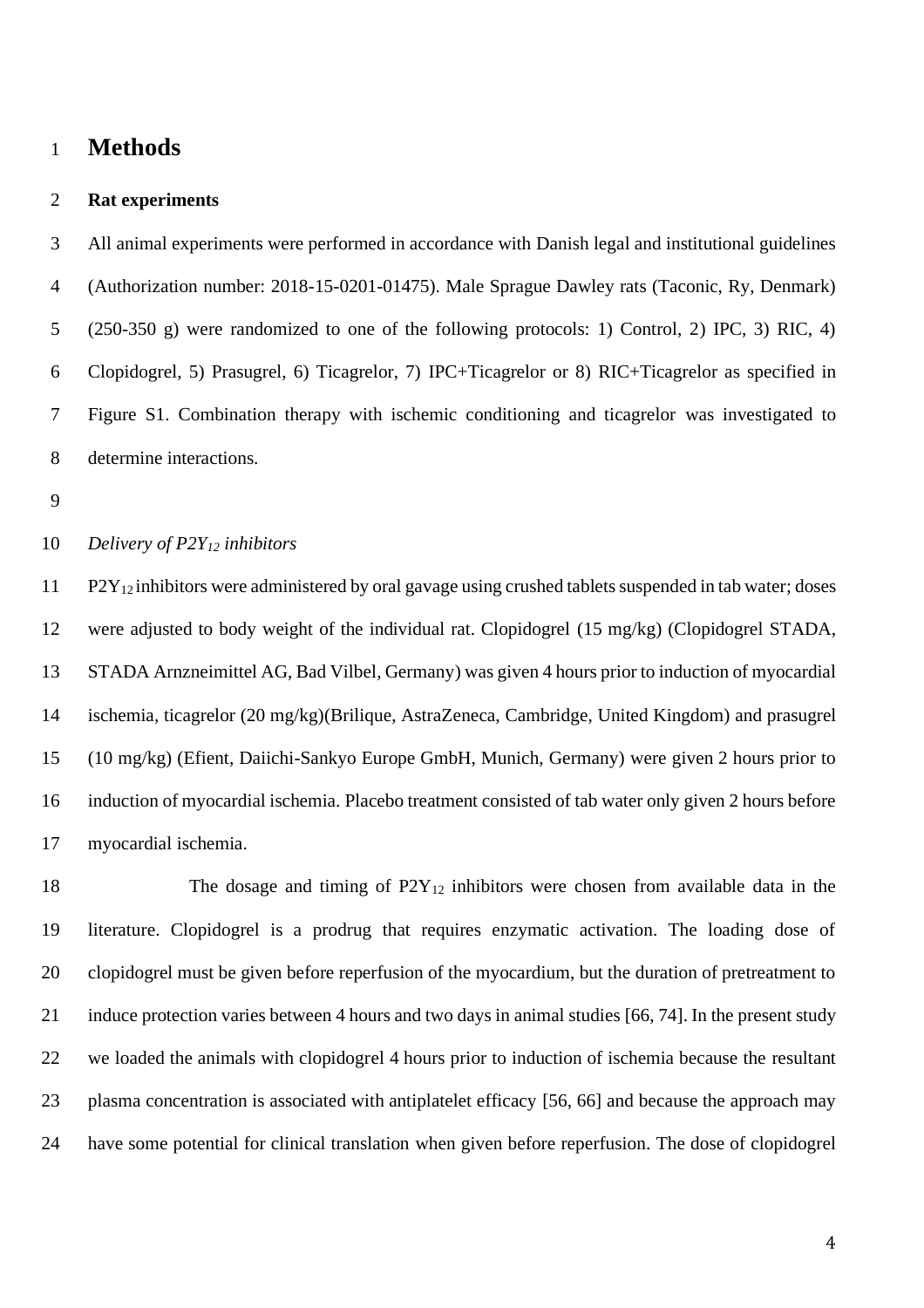# Methods

## Rat experiments

All animal experiments were performed in accordance with Danish legal and institutional guidelines (Authorization number: 2018-15-0201-01475). Male Sprague Dawley rats (Taconic, Ry, Denmark) (250-350 g) were randomized to one of the following protocols: 1) Control, 2) IPC, 3) RIC, 4) Clopidogrel, 5) Prasugrel, 6) Ticagrelor, 7) IPC+Ticagrelor or 8) RIC+Ticagrelor as specified in Figure S1. Combination therapy with ischemic conditioning and ticagrelor was investigated to determine interactions.

*Delivery of $P2Y_{12}$ inhibitors*

$P2Y_{12}$ inhibitors were administered by oral gavage using crushed tablets suspended in tab water; doses were adjusted to body weight of the individual rat. Clopidogrel (15 mg/kg) (Clopidogrel STADA, STADA Arnzneimittel AG, Bad Vilbel, Germany) was given 4 hours prior to induction of myocardial ischemia, ticagrelor (20 mg/kg)(Brilique, AstraZeneca, Cambridge, United Kingdom) and prasugrel (10 mg/kg) (Efient, Daiichi-Sankyo Europe GmbH, Munich, Germany) were given 2 hours prior to induction of myocardial ischemia. Placebo treatment consisted of tab water only given 2 hours before myocardial ischemia.

The dosage and timing of $P2Y_{12}$ inhibitors were chosen from available data in the literature. Clopidogrel is a prodrug that requires enzymatic activation. The loading dose of clopidogrel must be given before reperfusion of the myocardium, but the duration of pretreatment to induce protection varies between 4 hours and two days in animal studies [66, 74]. In the present study we loaded the animals with clopidogrel 4 hours prior to induction of ischemia because the resultant plasma concentration is associated with antiplatelet efficacy [56, 66] and because the approach may have some potential for clinical translation when given before reperfusion. The dose of clopidogrel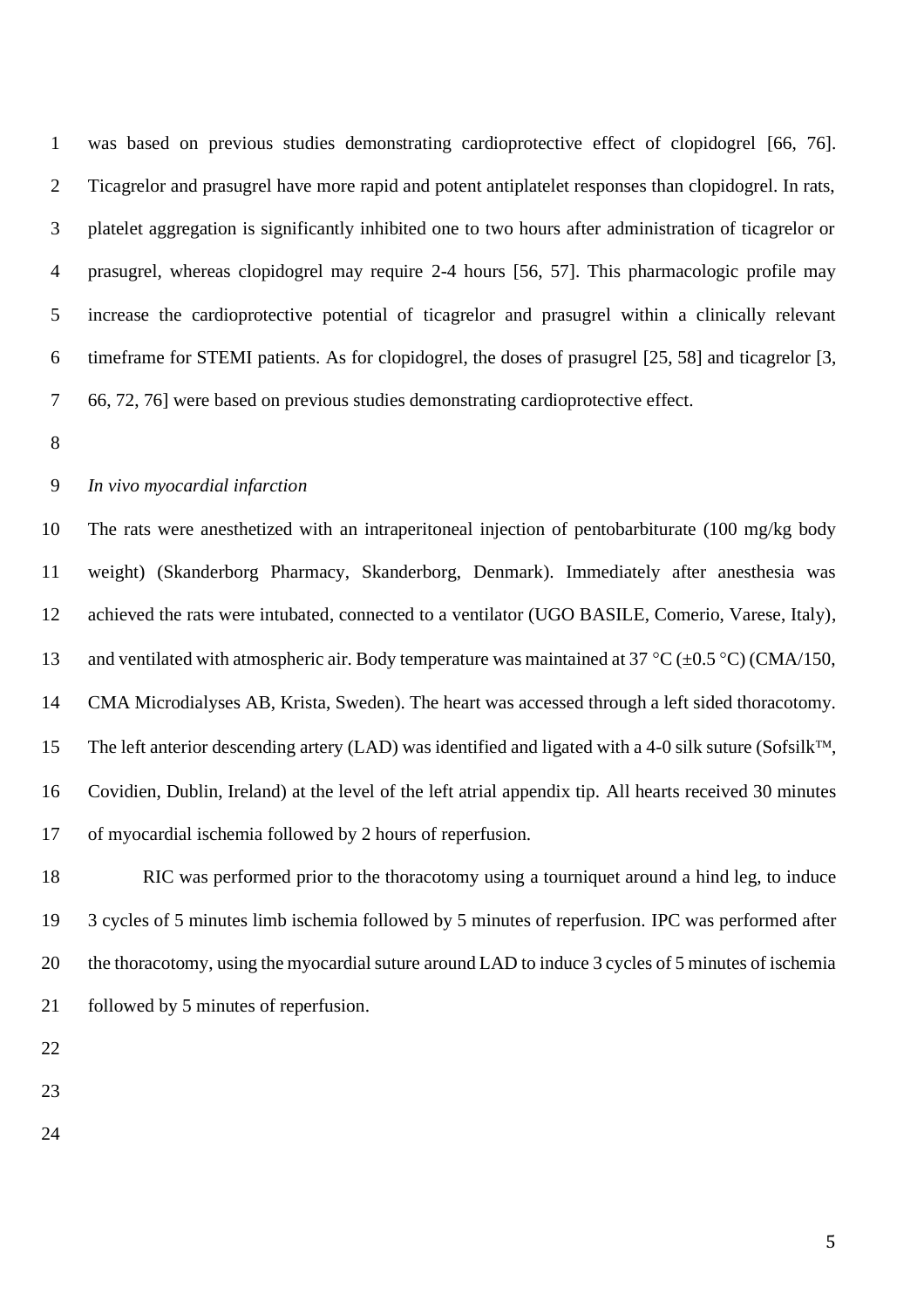was based on previous studies demonstrating cardioprotective effect of clopidogrel [66, 76]. Ticagrelor and prasugrel have more rapid and potent antiplatelet responses than clopidogrel. In rats, platelet aggregation is significantly inhibited one to two hours after administration of ticagrelor or prasugrel, whereas clopidogrel may require 2-4 hours [56, 57]. This pharmacologic profile may increase the cardioprotective potential of ticagrelor and prasugrel within a clinically relevant timeframe for STEMI patients. As for clopidogrel, the doses of prasugrel [25, 58] and ticagrelor [3, 66, 72, 76] were based on previous studies demonstrating cardioprotective effect.

*In vivo myocardial infarction*

The rats were anesthetized with an intraperitoneal injection of pentobarbiturate (100 mg/kg body weight) (Skanderborg Pharmacy, Skanderborg, Denmark). Immediately after anesthesia was achieved the rats were intubated, connected to a ventilator (UGO BASILE, Comerio, Varese, Italy), and ventilated with atmospheric air. Body temperature was maintained at 37 °C (±0.5 °C) (CMA/150, CMA Microdialyses AB, Krista, Sweden). The heart was accessed through a left sided thoracotomy. The left anterior descending artery (LAD) was identified and ligated with a 4-0 silk suture (Sofsilk™, Covidien, Dublin, Ireland) at the level of the left atrial appendix tip. All hearts received 30 minutes of myocardial ischemia followed by 2 hours of reperfusion.

RIC was performed prior to the thoracotomy using a tourniquet around a hind leg, to induce 3 cycles of 5 minutes limb ischemia followed by 5 minutes of reperfusion. IPC was performed after the thoracotomy, using the myocardial suture around LAD to induce 3 cycles of 5 minutes of ischemia followed by 5 minutes of reperfusion.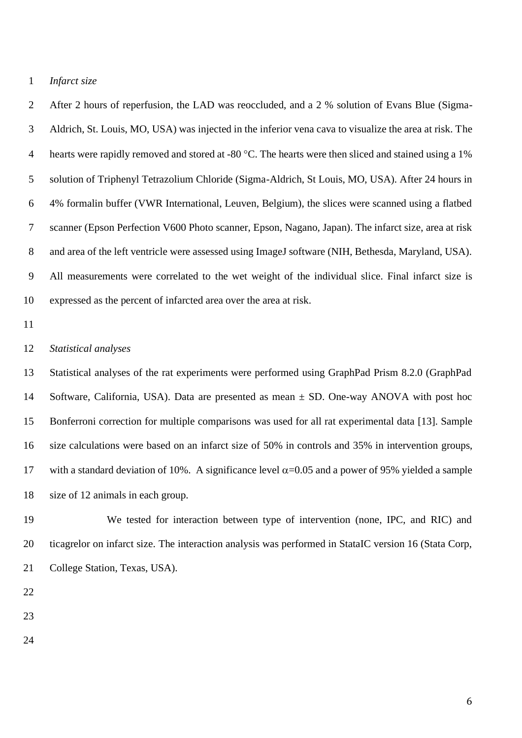*Infarct size*

After 2 hours of reperfusion, the LAD was reoccluded, and a 2 % solution of Evans Blue (Sigma-Aldrich, St. Louis, MO, USA) was injected in the inferior vena cava to visualize the area at risk. The hearts were rapidly removed and stored at -80 °C. The hearts were then sliced and stained using a 1% solution of Triphenyl Tetrazolium Chloride (Sigma-Aldrich, St Louis, MO, USA). After 24 hours in 4% formalin buffer (VWR International, Leuven, Belgium), the slices were scanned using a flatbed scanner (Epson Perfection V600 Photo scanner, Epson, Nagano, Japan). The infarct size, area at risk and area of the left ventricle were assessed using ImageJ software (NIH, Bethesda, Maryland, USA). All measurements were correlated to the wet weight of the individual slice. Final infarct size is expressed as the percent of infarcted area over the area at risk.

*Statistical analyses*

Statistical analyses of the rat experiments were performed using GraphPad Prism 8.2.0 (GraphPad Software, California, USA). Data are presented as mean ± SD. One-way ANOVA with post hoc Bonferroni correction for multiple comparisons was used for all rat experimental data [13]. Sample size calculations were based on an infarct size of 50% in controls and 35% in intervention groups, with a standard deviation of 10%. A significance level $\alpha$=0.05 and a power of 95% yielded a sample size of 12 animals in each group.

We tested for interaction between type of intervention (none, IPC, and RIC) and ticagrelor on infarct size. The interaction analysis was performed in StataIC version 16 (Stata Corp, College Station, Texas, USA).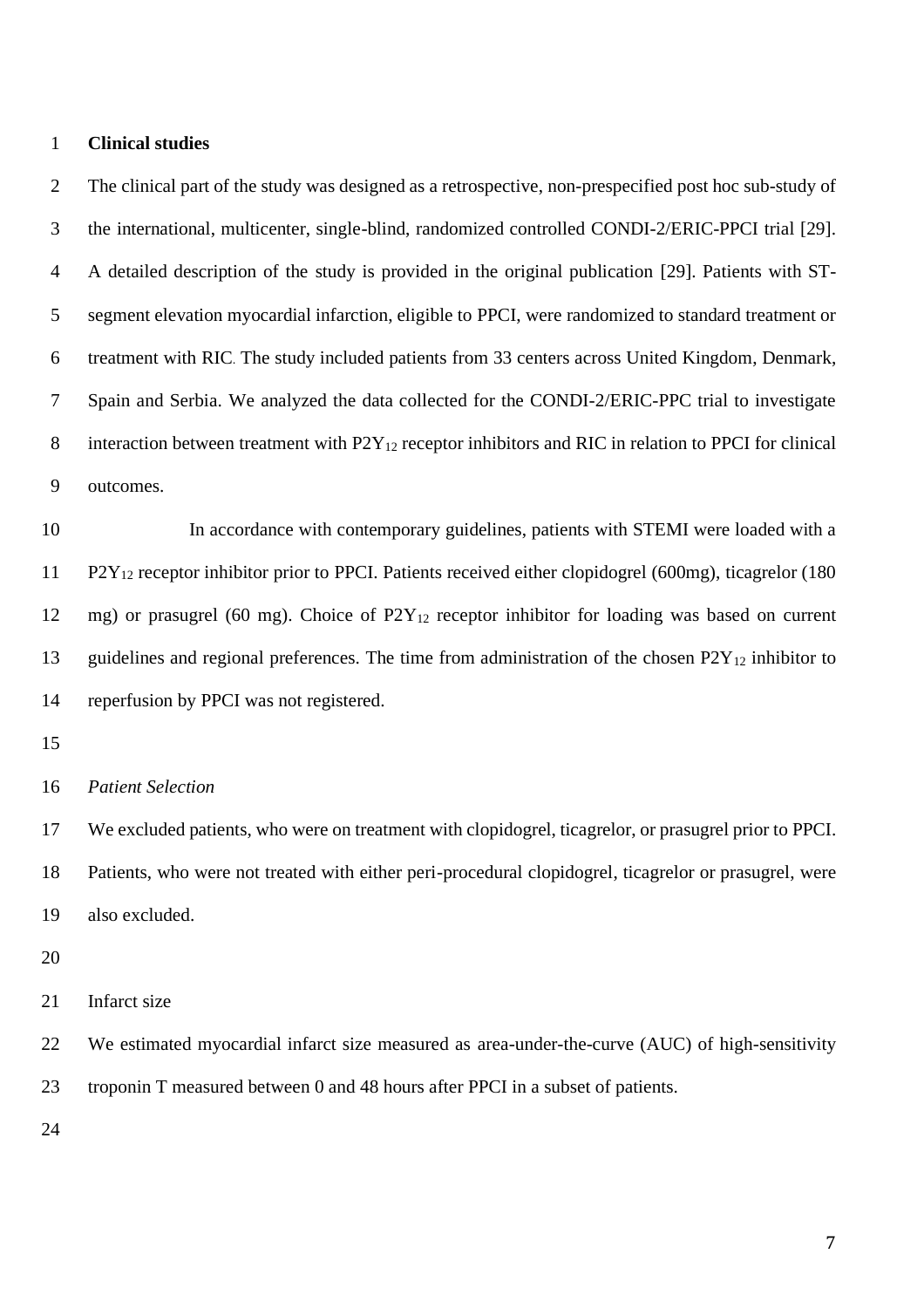## Clinical studies

The clinical part of the study was designed as a retrospective, non-prespecified post hoc sub-study of the international, multicenter, single-blind, randomized controlled CONDI-2/ERIC-PPCI trial [29]. A detailed description of the study is provided in the original publication [29]. Patients with ST-segment elevation myocardial infarction, eligible to PPCI, were randomized to standard treatment or treatment with RIC. The study included patients from 33 centers across United Kingdom, Denmark, Spain and Serbia. We analyzed the data collected for the CONDI-2/ERIC-PPC trial to investigate interaction between treatment with $P2Y_{12}$ receptor inhibitors and RIC in relation to PPCI for clinical outcomes.

In accordance with contemporary guidelines, patients with STEMI were loaded with a $P2Y_{12}$ receptor inhibitor prior to PPCI. Patients received either clopidogrel (600mg), ticagrelor (180 mg) or prasugrel (60 mg). Choice of $P2Y_{12}$ receptor inhibitor for loading was based on current guidelines and regional preferences. The time from administration of the chosen $P2Y_{12}$ inhibitor to reperfusion by PPCI was not registered.

### *Patient Selection*

We excluded patients, who were on treatment with clopidogrel, ticagrelor, or prasugrel prior to PPCI. Patients, who were not treated with either peri-procedural clopidogrel, ticagrelor or prasugrel, were also excluded.

### Infarct size

We estimated myocardial infarct size measured as area-under-the-curve (AUC) of high-sensitivity troponin T measured between 0 and 48 hours after PPCI in a subset of patients.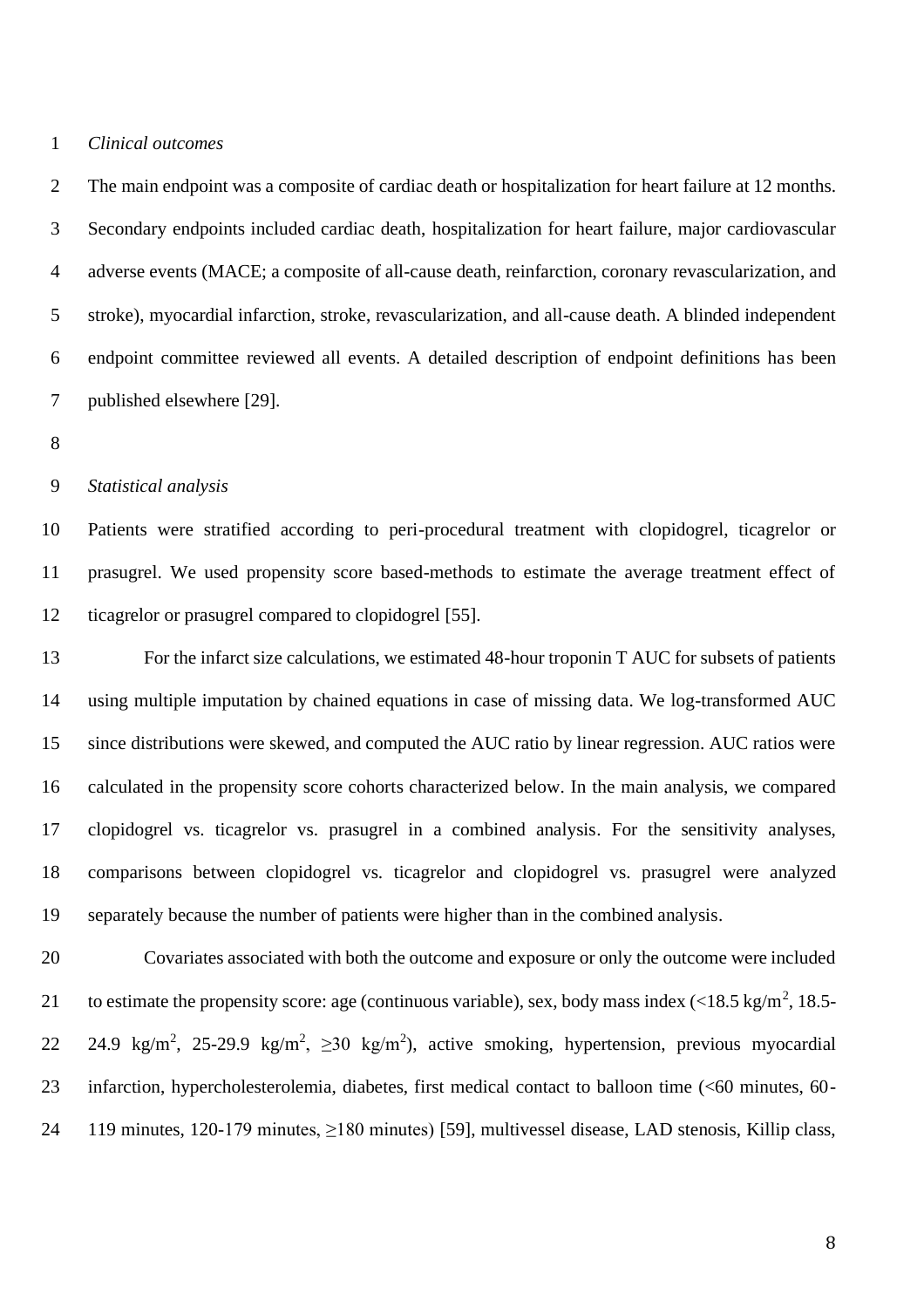*Clinical outcomes*

The main endpoint was a composite of cardiac death or hospitalization for heart failure at 12 months. Secondary endpoints included cardiac death, hospitalization for heart failure, major cardiovascular adverse events (MACE; a composite of all-cause death, reinfarction, coronary revascularization, and stroke), myocardial infarction, stroke, revascularization, and all-cause death. A blinded independent endpoint committee reviewed all events. A detailed description of endpoint definitions has been published elsewhere [29].

*Statistical analysis*

Patients were stratified according to peri-procedural treatment with clopidogrel, ticagrelor or prasugrel. We used propensity score based-methods to estimate the average treatment effect of ticagrelor or prasugrel compared to clopidogrel [55].

For the infarct size calculations, we estimated 48-hour troponin T AUC for subsets of patients using multiple imputation by chained equations in case of missing data. We log-transformed AUC since distributions were skewed, and computed the AUC ratio by linear regression. AUC ratios were calculated in the propensity score cohorts characterized below. In the main analysis, we compared clopidogrel vs. ticagrelor vs. prasugrel in a combined analysis. For the sensitivity analyses, comparisons between clopidogrel vs. ticagrelor and clopidogrel vs. prasugrel were analyzed separately because the number of patients were higher than in the combined analysis.

Covariates associated with both the outcome and exposure or only the outcome were included to estimate the propensity score: age (continuous variable), sex, body mass index (<18.5 kg/m$^2$, 18.5-24.9 kg/m$^2$, 25-29.9 kg/m$^2$, ≥30 kg/m$^2$), active smoking, hypertension, previous myocardial infarction, hypercholesterolemia, diabetes, first medical contact to balloon time (<60 minutes, 60-119 minutes, 120-179 minutes, ≥180 minutes) [59], multivessel disease, LAD stenosis, Killip class,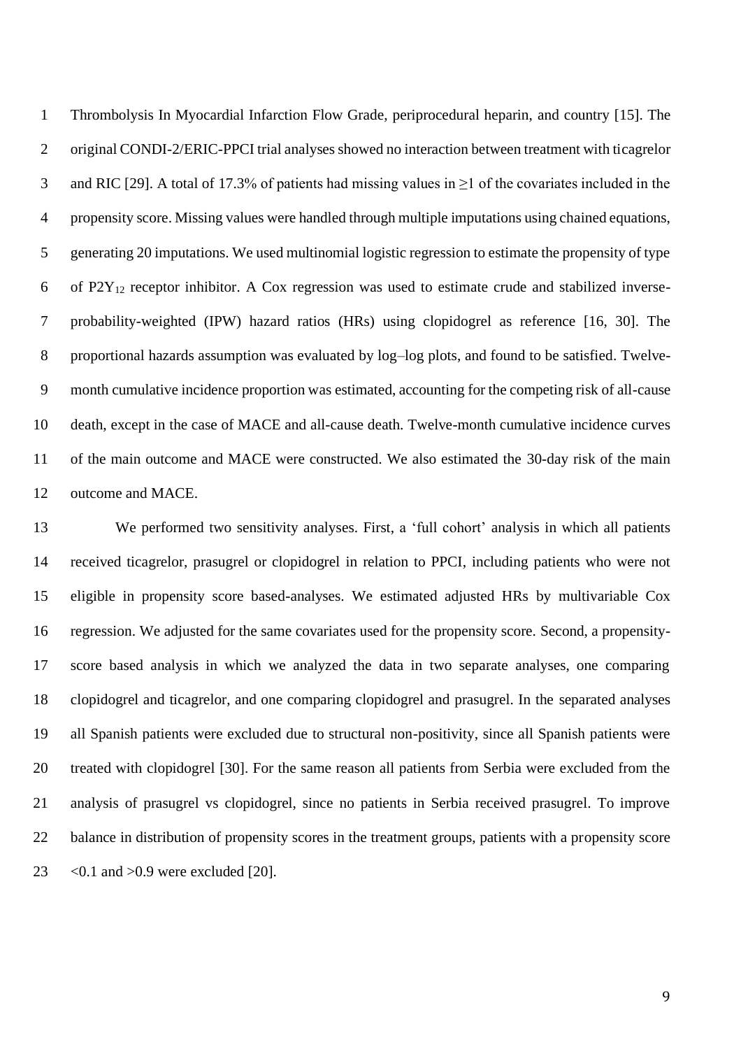Thrombolysis In Myocardial Infarction Flow Grade, periprocedural heparin, and country [15]. The original CONDI-2/ERIC-PPCI trial analyses showed no interaction between treatment with ticagrelor and RIC [29]. A total of 17.3% of patients had missing values in ≥1 of the covariates included in the propensity score. Missing values were handled through multiple imputations using chained equations, generating 20 imputations. We used multinomial logistic regression to estimate the propensity of type of $P2Y_{12}$ receptor inhibitor. A Cox regression was used to estimate crude and stabilized inverse-probability-weighted (IPW) hazard ratios (HRs) using clopidogrel as reference [16, 30]. The proportional hazards assumption was evaluated by log–log plots, and found to be satisfied. Twelve-month cumulative incidence proportion was estimated, accounting for the competing risk of all-cause death, except in the case of MACE and all-cause death. Twelve-month cumulative incidence curves of the main outcome and MACE were constructed. We also estimated the 30-day risk of the main outcome and MACE.

We performed two sensitivity analyses. First, a 'full cohort' analysis in which all patients received ticagrelor, prasugrel or clopidogrel in relation to PPCI, including patients who were not eligible in propensity score based-analyses. We estimated adjusted HRs by multivariable Cox regression. We adjusted for the same covariates used for the propensity score. Second, a propensity-score based analysis in which we analyzed the data in two separate analyses, one comparing clopidogrel and ticagrelor, and one comparing clopidogrel and prasugrel. In the separated analyses all Spanish patients were excluded due to structural non-positivity, since all Spanish patients were treated with clopidogrel [30]. For the same reason all patients from Serbia were excluded from the analysis of prasugrel vs clopidogrel, since no patients in Serbia received prasugrel. To improve balance in distribution of propensity scores in the treatment groups, patients with a propensity score <0.1 and >0.9 were excluded [20].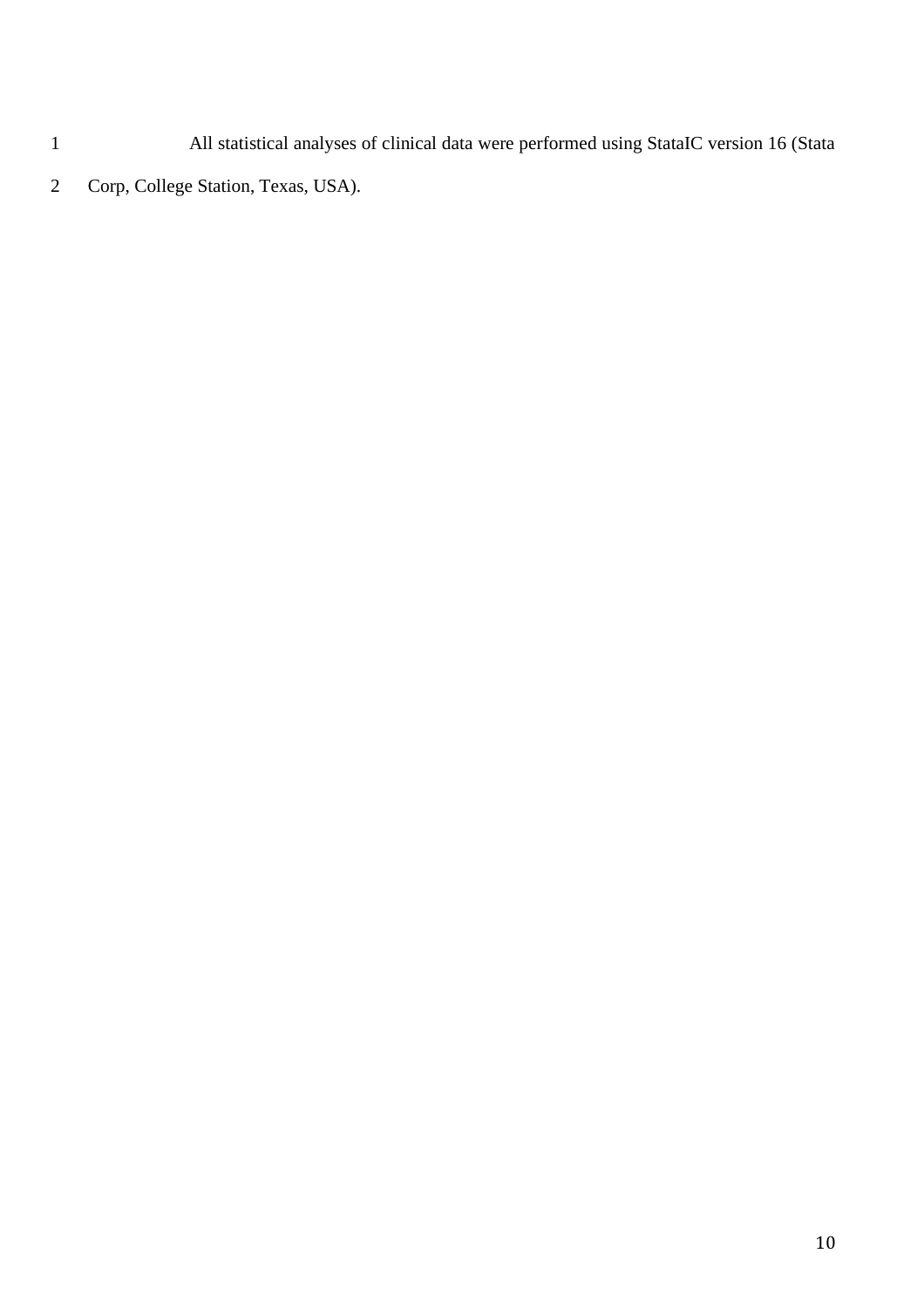All statistical analyses of clinical data were performed using StataIC version 16 (Stata Corp, College Station, Texas, USA).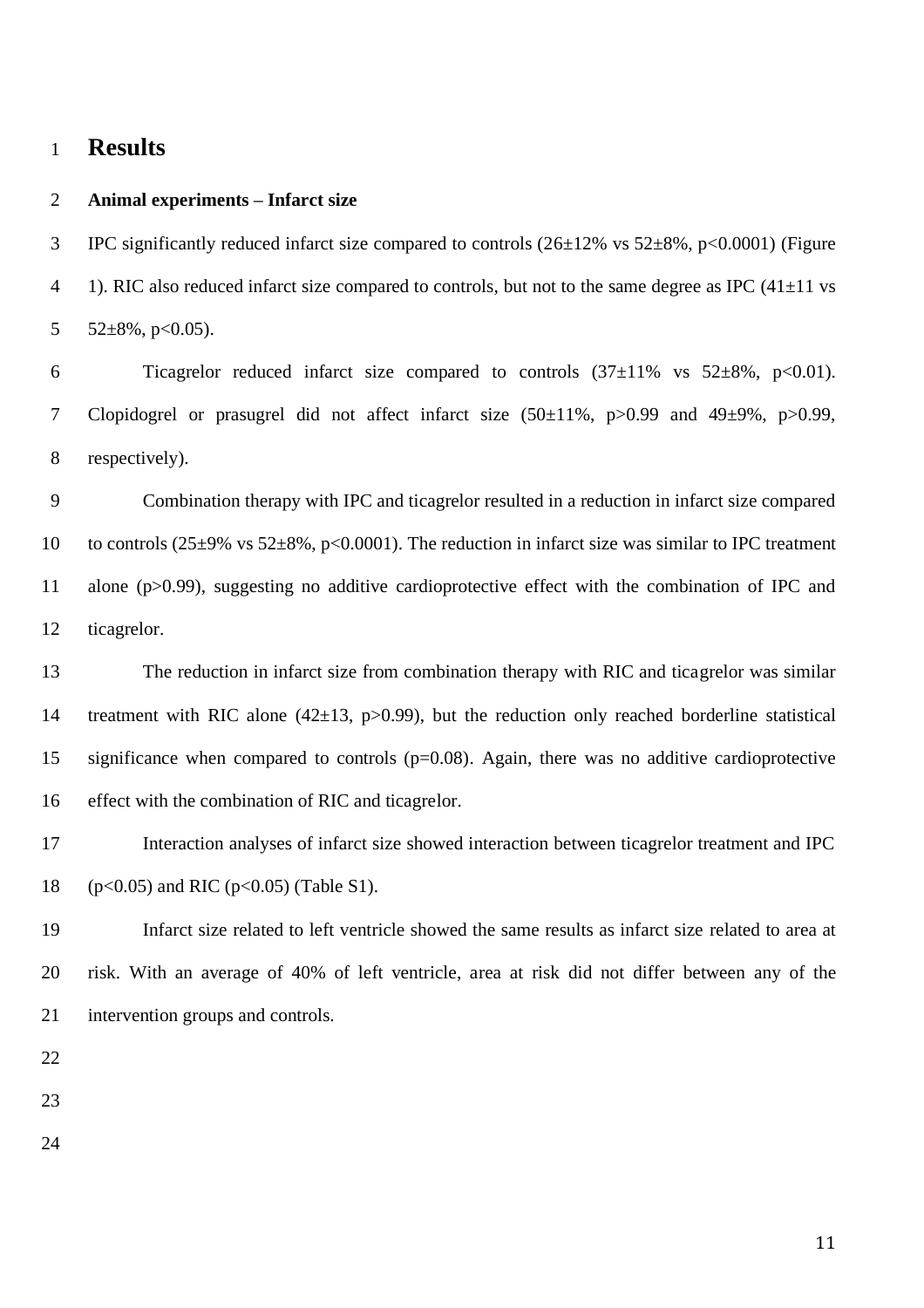# Results

## Animal experiments – Infarct size

IPC significantly reduced infarct size compared to controls (26±12% vs 52±8%, $p<0.0001$) (Figure 1). RIC also reduced infarct size compared to controls, but not to the same degree as IPC (41±11 vs 52±8%, $p<0.05$).

Ticagrelor reduced infarct size compared to controls (37±11% vs 52±8%, $p<0.01$). Clopidogrel or prasugrel did not affect infarct size (50±11%, $p>0.99$ and 49±9%, $p>0.99$, respectively).

Combination therapy with IPC and ticagrelor resulted in a reduction in infarct size compared to controls (25±9% vs 52±8%, $p<0.0001$). The reduction in infarct size was similar to IPC treatment alone ($p>0.99$), suggesting no additive cardioprotective effect with the combination of IPC and ticagrelor.

The reduction in infarct size from combination therapy with RIC and ticagrelor was similar treatment with RIC alone (42±13, $p>0.99$), but the reduction only reached borderline statistical significance when compared to controls ($p=0.08$). Again, there was no additive cardioprotective effect with the combination of RIC and ticagrelor.

Interaction analyses of infarct size showed interaction between ticagrelor treatment and IPC ($p<0.05$) and RIC ($p<0.05$) (Table S1).

Infarct size related to left ventricle showed the same results as infarct size related to area at risk. With an average of 40% of left ventricle, area at risk did not differ between any of the intervention groups and controls.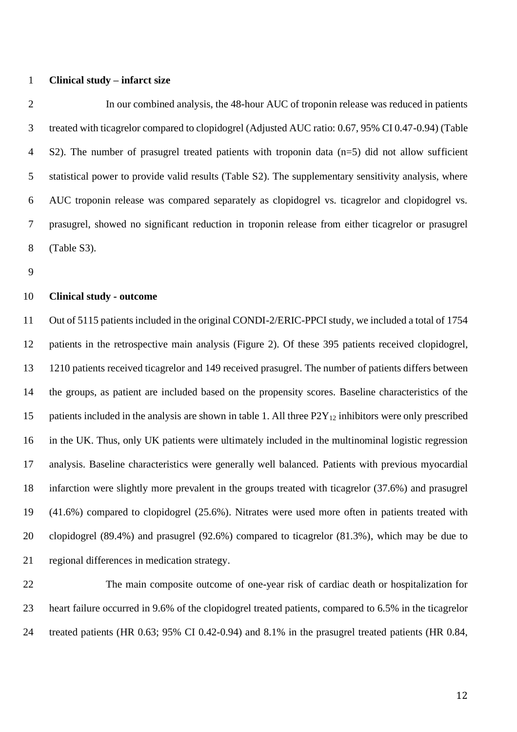**Clinical study – infarct size**

In our combined analysis, the 48-hour AUC of troponin release was reduced in patients treated with ticagrelor compared to clopidogrel (Adjusted AUC ratio: 0.67, 95% CI 0.47-0.94) (Table S2). The number of prasugrel treated patients with troponin data (n=5) did not allow sufficient statistical power to provide valid results (Table S2). The supplementary sensitivity analysis, where AUC troponin release was compared separately as clopidogrel vs. ticagrelor and clopidogrel vs. prasugrel, showed no significant reduction in troponin release from either ticagrelor or prasugrel (Table S3).

**Clinical study - outcome**

Out of 5115 patients included in the original CONDI-2/ERIC-PPCI study, we included a total of 1754 patients in the retrospective main analysis (Figure 2). Of these 395 patients received clopidogrel, 1210 patients received ticagrelor and 149 received prasugrel. The number of patients differs between the groups, as patient are included based on the propensity scores. Baseline characteristics of the patients included in the analysis are shown in table 1. All three $P2Y_{12}$ inhibitors were only prescribed in the UK. Thus, only UK patients were ultimately included in the multinominal logistic regression analysis. Baseline characteristics were generally well balanced. Patients with previous myocardial infarction were slightly more prevalent in the groups treated with ticagrelor (37.6%) and prasugrel (41.6%) compared to clopidogrel (25.6%). Nitrates were used more often in patients treated with clopidogrel (89.4%) and prasugrel (92.6%) compared to ticagrelor (81.3%), which may be due to regional differences in medication strategy.

The main composite outcome of one-year risk of cardiac death or hospitalization for heart failure occurred in 9.6% of the clopidogrel treated patients, compared to 6.5% in the ticagrelor treated patients (HR 0.63; 95% CI 0.42-0.94) and 8.1% in the prasugrel treated patients (HR 0.84,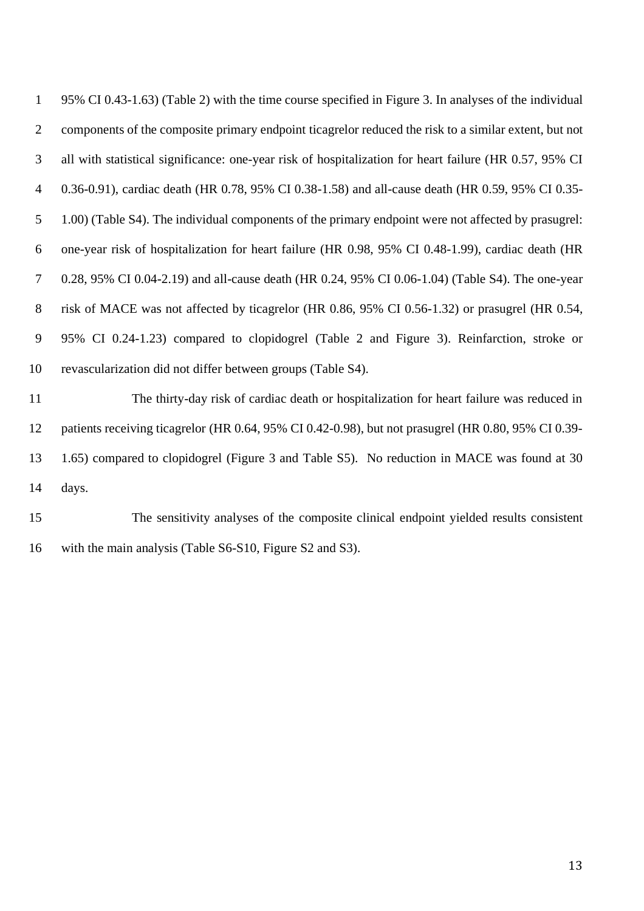95% CI 0.43-1.63) (Table 2) with the time course specified in Figure 3. In analyses of the individual components of the composite primary endpoint ticagrelor reduced the risk to a similar extent, but not all with statistical significance: one-year risk of hospitalization for heart failure (HR 0.57, 95% CI 0.36-0.91), cardiac death (HR 0.78, 95% CI 0.38-1.58) and all-cause death (HR 0.59, 95% CI 0.35-1.00) (Table S4). The individual components of the primary endpoint were not affected by prasugrel: one-year risk of hospitalization for heart failure (HR 0.98, 95% CI 0.48-1.99), cardiac death (HR 0.28, 95% CI 0.04-2.19) and all-cause death (HR 0.24, 95% CI 0.06-1.04) (Table S4). The one-year risk of MACE was not affected by ticagrelor (HR 0.86, 95% CI 0.56-1.32) or prasugrel (HR 0.54, 95% CI 0.24-1.23) compared to clopidogrel (Table 2 and Figure 3). Reinfarction, stroke or revascularization did not differ between groups (Table S4).

The thirty-day risk of cardiac death or hospitalization for heart failure was reduced in patients receiving ticagrelor (HR 0.64, 95% CI 0.42-0.98), but not prasugrel (HR 0.80, 95% CI 0.39-1.65) compared to clopidogrel (Figure 3 and Table S5). No reduction in MACE was found at 30 days.

The sensitivity analyses of the composite clinical endpoint yielded results consistent with the main analysis (Table S6-S10, Figure S2 and S3).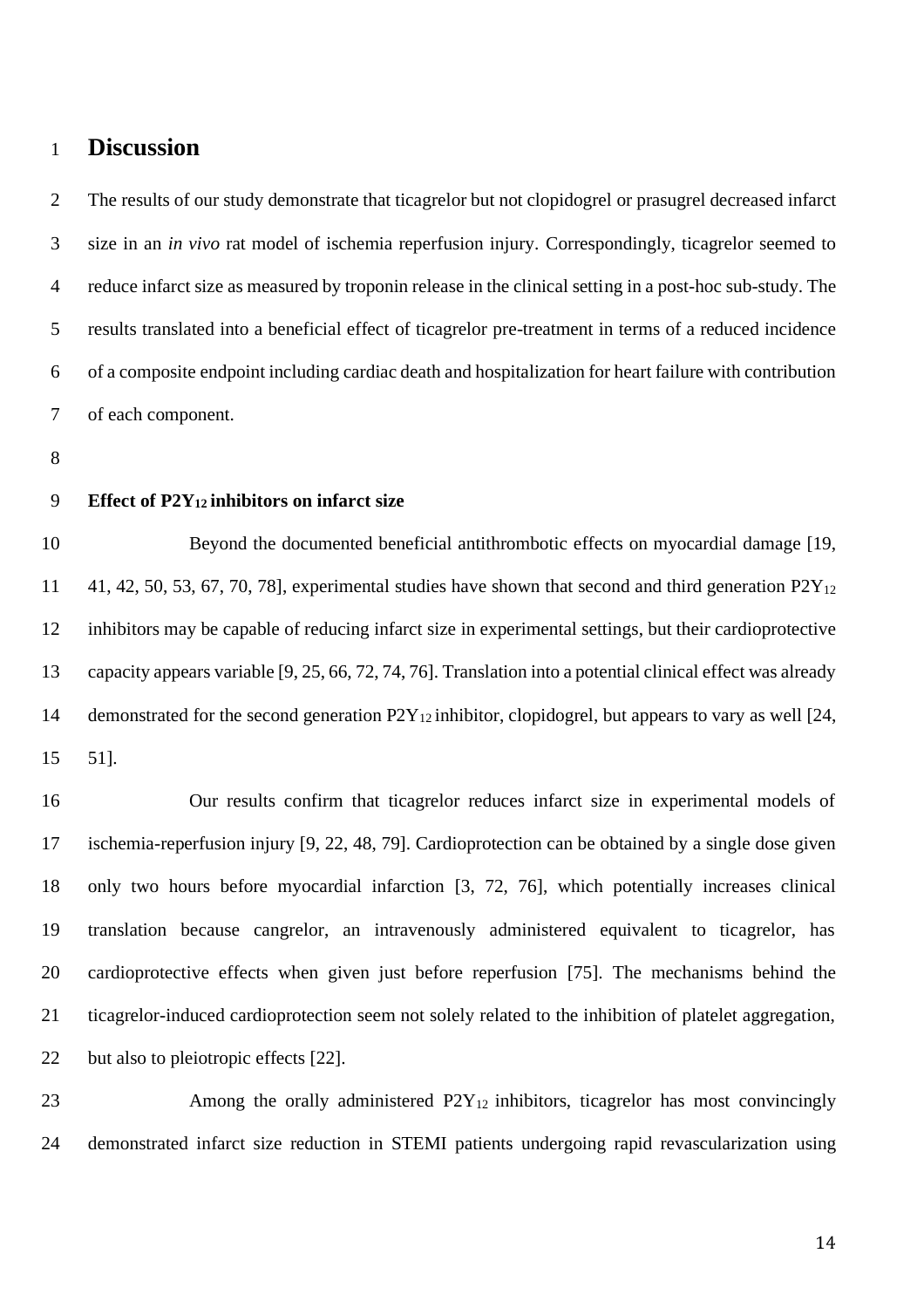# Discussion

The results of our study demonstrate that ticagrelor but not clopidogrel or prasugrel decreased infarct size in an *in vivo* rat model of ischemia reperfusion injury. Correspondingly, ticagrelor seemed to reduce infarct size as measured by troponin release in the clinical setting in a post-hoc sub-study. The results translated into a beneficial effect of ticagrelor pre-treatment in terms of a reduced incidence of a composite endpoint including cardiac death and hospitalization for heart failure with contribution of each component.

**Effect of $P2Y_{12}$ inhibitors on infarct size**

Beyond the documented beneficial antithrombotic effects on myocardial damage [19, 41, 42, 50, 53, 67, 70, 78], experimental studies have shown that second and third generation $P2Y_{12}$ inhibitors may be capable of reducing infarct size in experimental settings, but their cardioprotective capacity appears variable [9, 25, 66, 72, 74, 76]. Translation into a potential clinical effect was already demonstrated for the second generation $P2Y_{12}$ inhibitor, clopidogrel, but appears to vary as well [24, 51].

Our results confirm that ticagrelor reduces infarct size in experimental models of ischemia-reperfusion injury [9, 22, 48, 79]. Cardioprotection can be obtained by a single dose given only two hours before myocardial infarction [3, 72, 76], which potentially increases clinical translation because cangrelor, an intravenously administered equivalent to ticagrelor, has cardioprotective effects when given just before reperfusion [75]. The mechanisms behind the ticagrelor-induced cardioprotection seem not solely related to the inhibition of platelet aggregation, but also to pleiotropic effects [22].

Among the orally administered $P2Y_{12}$ inhibitors, ticagrelor has most convincingly demonstrated infarct size reduction in STEMI patients undergoing rapid revascularization using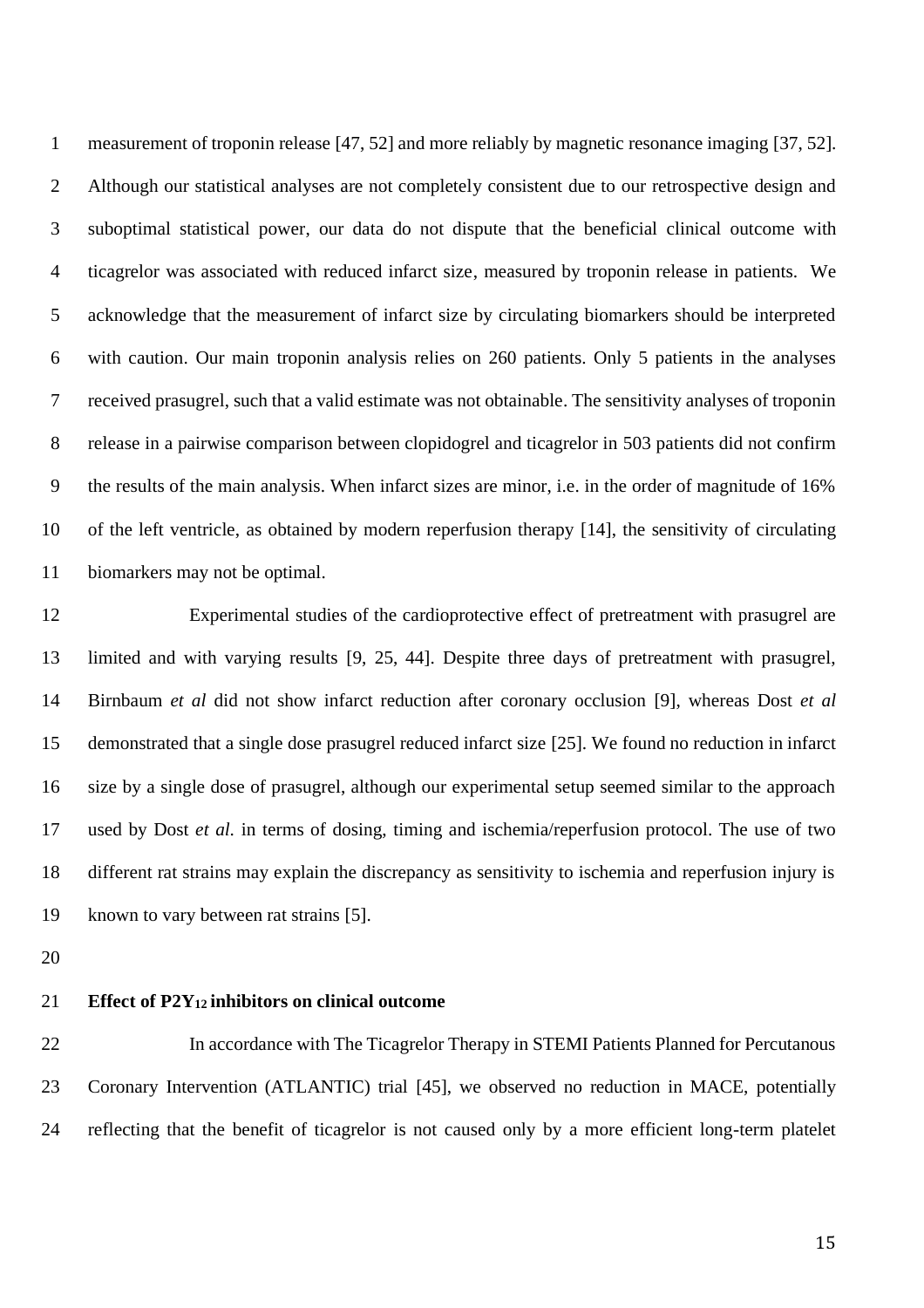measurement of troponin release [47, 52] and more reliably by magnetic resonance imaging [37, 52]. Although our statistical analyses are not completely consistent due to our retrospective design and suboptimal statistical power, our data do not dispute that the beneficial clinical outcome with ticagrelor was associated with reduced infarct size, measured by troponin release in patients. We acknowledge that the measurement of infarct size by circulating biomarkers should be interpreted with caution. Our main troponin analysis relies on 260 patients. Only 5 patients in the analyses received prasugrel, such that a valid estimate was not obtainable. The sensitivity analyses of troponin release in a pairwise comparison between clopidogrel and ticagrelor in 503 patients did not confirm the results of the main analysis. When infarct sizes are minor, i.e. in the order of magnitude of 16% of the left ventricle, as obtained by modern reperfusion therapy [14], the sensitivity of circulating biomarkers may not be optimal.

Experimental studies of the cardioprotective effect of pretreatment with prasugrel are limited and with varying results [9, 25, 44]. Despite three days of pretreatment with prasugrel, Birnbaum *et al* did not show infarct reduction after coronary occlusion [9], whereas Dost *et al* demonstrated that a single dose prasugrel reduced infarct size [25]. We found no reduction in infarct size by a single dose of prasugrel, although our experimental setup seemed similar to the approach used by Dost *et al.* in terms of dosing, timing and ischemia/reperfusion protocol. The use of two different rat strains may explain the discrepancy as sensitivity to ischemia and reperfusion injury is known to vary between rat strains [5].

**Effect of $P2Y_{12}$ inhibitors on clinical outcome**

In accordance with The Ticagrelor Therapy in STEMI Patients Planned for Percutanous Coronary Intervention (ATLANTIC) trial [45], we observed no reduction in MACE, potentially reflecting that the benefit of ticagrelor is not caused only by a more efficient long-term platelet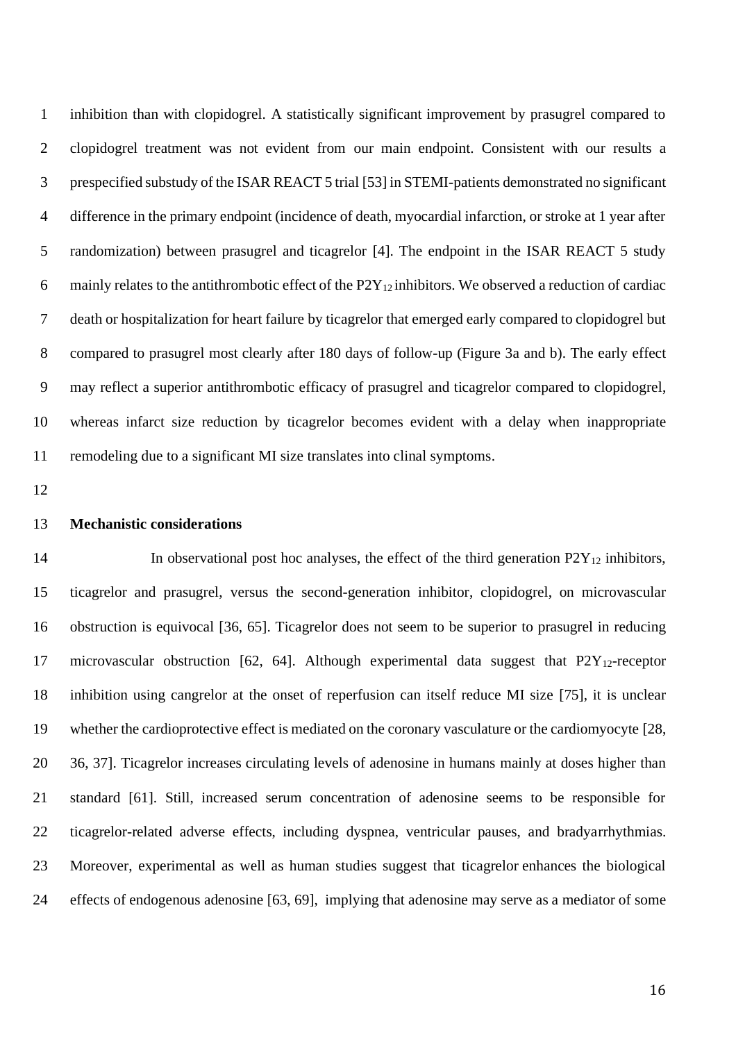inhibition than with clopidogrel. A statistically significant improvement by prasugrel compared to clopidogrel treatment was not evident from our main endpoint. Consistent with our results a prespecified substudy of the ISAR REACT 5 trial [53] in STEMI-patients demonstrated no significant difference in the primary endpoint (incidence of death, myocardial infarction, or stroke at 1 year after randomization) between prasugrel and ticagrelor [4]. The endpoint in the ISAR REACT 5 study mainly relates to the antithrombotic effect of the $P2Y_{12}$ inhibitors. We observed a reduction of cardiac death or hospitalization for heart failure by ticagrelor that emerged early compared to clopidogrel but compared to prasugrel most clearly after 180 days of follow-up (Figure 3a and b). The early effect may reflect a superior antithrombotic efficacy of prasugrel and ticagrelor compared to clopidogrel, whereas infarct size reduction by ticagrelor becomes evident with a delay when inappropriate remodeling due to a significant MI size translates into clinal symptoms.

**Mechanistic considerations**

In observational post hoc analyses, the effect of the third generation $P2Y_{12}$ inhibitors, ticagrelor and prasugrel, versus the second-generation inhibitor, clopidogrel, on microvascular obstruction is equivocal [36, 65]. Ticagrelor does not seem to be superior to prasugrel in reducing microvascular obstruction [62, 64]. Although experimental data suggest that $P2Y_{12}$-receptor inhibition using cangrelor at the onset of reperfusion can itself reduce MI size [75], it is unclear whether the cardioprotective effect is mediated on the coronary vasculature or the cardiomyocyte [28, 36, 37]. Ticagrelor increases circulating levels of adenosine in humans mainly at doses higher than standard [61]. Still, increased serum concentration of adenosine seems to be responsible for ticagrelor-related adverse effects, including dyspnea, ventricular pauses, and bradyarrhythmias. Moreover, experimental as well as human studies suggest that ticagrelor enhances the biological effects of endogenous adenosine [63, 69], implying that adenosine may serve as a mediator of some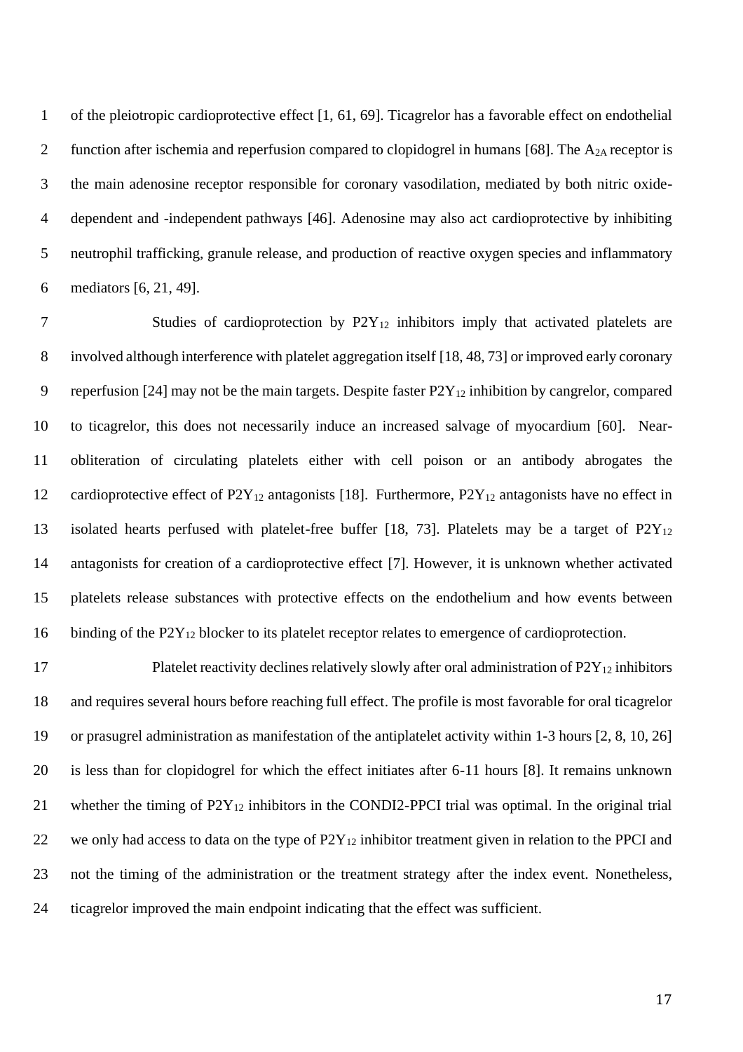of the pleiotropic cardioprotective effect [1, 61, 69]. Ticagrelor has a favorable effect on endothelial function after ischemia and reperfusion compared to clopidogrel in humans [68]. The $A_{2A}$ receptor is the main adenosine receptor responsible for coronary vasodilation, mediated by both nitric oxide-dependent and -independent pathways [46]. Adenosine may also act cardioprotective by inhibiting neutrophil trafficking, granule release, and production of reactive oxygen species and inflammatory mediators [6, 21, 49].

Studies of cardioprotection by $P2Y_{12}$ inhibitors imply that activated platelets are involved although interference with platelet aggregation itself [18, 48, 73] or improved early coronary reperfusion [24] may not be the main targets. Despite faster $P2Y_{12}$ inhibition by cangrelor, compared to ticagrelor, this does not necessarily induce an increased salvage of myocardium [60]. Near-obliteration of circulating platelets either with cell poison or an antibody abrogates the cardioprotective effect of $P2Y_{12}$ antagonists [18]. Furthermore, $P2Y_{12}$ antagonists have no effect in isolated hearts perfused with platelet-free buffer [18, 73]. Platelets may be a target of $P2Y_{12}$ antagonists for creation of a cardioprotective effect [7]. However, it is unknown whether activated platelets release substances with protective effects on the endothelium and how events between binding of the $P2Y_{12}$ blocker to its platelet receptor relates to emergence of cardioprotection.

Platelet reactivity declines relatively slowly after oral administration of $P2Y_{12}$ inhibitors and requires several hours before reaching full effect. The profile is most favorable for oral ticagrelor or prasugrel administration as manifestation of the antiplatelet activity within 1-3 hours [2, 8, 10, 26] is less than for clopidogrel for which the effect initiates after 6-11 hours [8]. It remains unknown whether the timing of $P2Y_{12}$ inhibitors in the CONDI2-PPCI trial was optimal. In the original trial we only had access to data on the type of $P2Y_{12}$ inhibitor treatment given in relation to the PPCI and not the timing of the administration or the treatment strategy after the index event. Nonetheless, ticagrelor improved the main endpoint indicating that the effect was sufficient.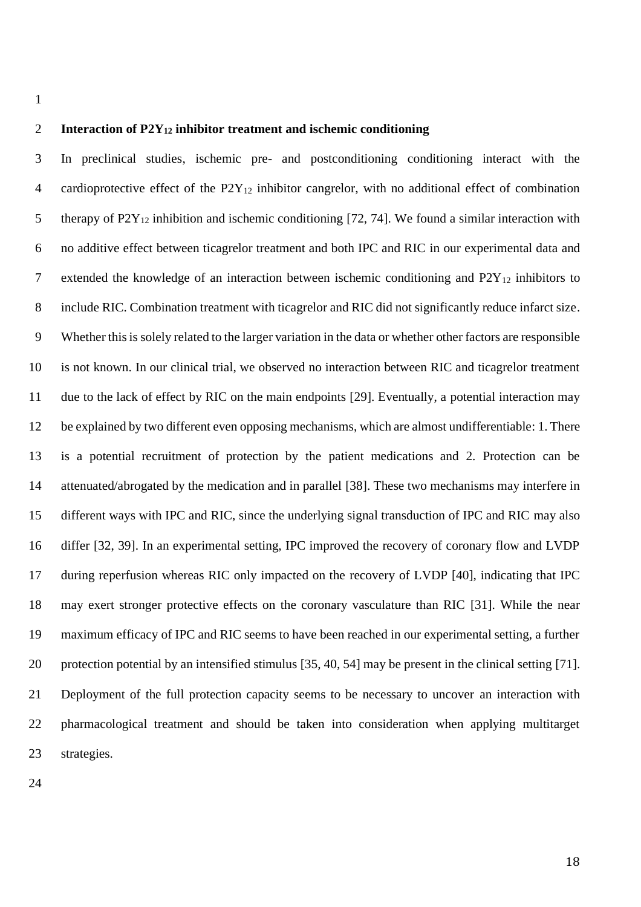**Interaction of $P2Y_{12}$ inhibitor treatment and ischemic conditioning**

In preclinical studies, ischemic pre- and postconditioning conditioning interact with the cardioprotective effect of the $P2Y_{12}$ inhibitor cangrelor, with no additional effect of combination therapy of $P2Y_{12}$ inhibition and ischemic conditioning [72, 74]. We found a similar interaction with no additive effect between ticagrelor treatment and both IPC and RIC in our experimental data and extended the knowledge of an interaction between ischemic conditioning and $P2Y_{12}$ inhibitors to include RIC. Combination treatment with ticagrelor and RIC did not significantly reduce infarct size. Whether this is solely related to the larger variation in the data or whether other factors are responsible is not known. In our clinical trial, we observed no interaction between RIC and ticagrelor treatment due to the lack of effect by RIC on the main endpoints [29]. Eventually, a potential interaction may be explained by two different even opposing mechanisms, which are almost undifferentiable: 1. There is a potential recruitment of protection by the patient medications and 2. Protection can be attenuated/abrogated by the medication and in parallel [38]. These two mechanisms may interfere in different ways with IPC and RIC, since the underlying signal transduction of IPC and RIC may also differ [32, 39]. In an experimental setting, IPC improved the recovery of coronary flow and LVDP during reperfusion whereas RIC only impacted on the recovery of LVDP [40], indicating that IPC may exert stronger protective effects on the coronary vasculature than RIC [31]. While the near maximum efficacy of IPC and RIC seems to have been reached in our experimental setting, a further protection potential by an intensified stimulus [35, 40, 54] may be present in the clinical setting [71]. Deployment of the full protection capacity seems to be necessary to uncover an interaction with pharmacological treatment and should be taken into consideration when applying multitarget strategies.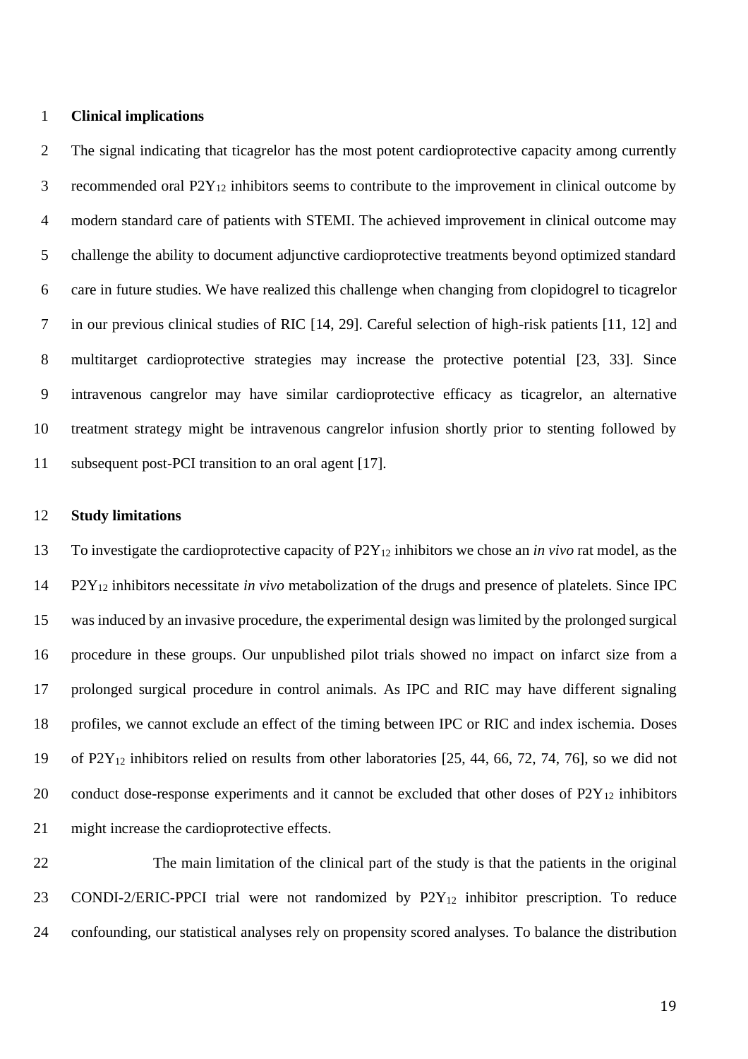**Clinical implications**

The signal indicating that ticagrelor has the most potent cardioprotective capacity among currently recommended oral $P2Y_{12}$ inhibitors seems to contribute to the improvement in clinical outcome by modern standard care of patients with STEMI. The achieved improvement in clinical outcome may challenge the ability to document adjunctive cardioprotective treatments beyond optimized standard care in future studies. We have realized this challenge when changing from clopidogrel to ticagrelor in our previous clinical studies of RIC [14, 29]. Careful selection of high-risk patients [11, 12] and multitarget cardioprotective strategies may increase the protective potential [23, 33]. Since intravenous cangrelor may have similar cardioprotective efficacy as ticagrelor, an alternative treatment strategy might be intravenous cangrelor infusion shortly prior to stenting followed by subsequent post-PCI transition to an oral agent [17].

**Study limitations**

To investigate the cardioprotective capacity of $P2Y_{12}$ inhibitors we chose an *in vivo* rat model, as the $P2Y_{12}$ inhibitors necessitate *in vivo* metabolization of the drugs and presence of platelets. Since IPC was induced by an invasive procedure, the experimental design was limited by the prolonged surgical procedure in these groups. Our unpublished pilot trials showed no impact on infarct size from a prolonged surgical procedure in control animals. As IPC and RIC may have different signaling profiles, we cannot exclude an effect of the timing between IPC or RIC and index ischemia. Doses of $P2Y_{12}$ inhibitors relied on results from other laboratories [25, 44, 66, 72, 74, 76], so we did not conduct dose-response experiments and it cannot be excluded that other doses of $P2Y_{12}$ inhibitors might increase the cardioprotective effects.

The main limitation of the clinical part of the study is that the patients in the original CONDI-2/ERIC-PPCI trial were not randomized by $P2Y_{12}$ inhibitor prescription. To reduce confounding, our statistical analyses rely on propensity scored analyses. To balance the distribution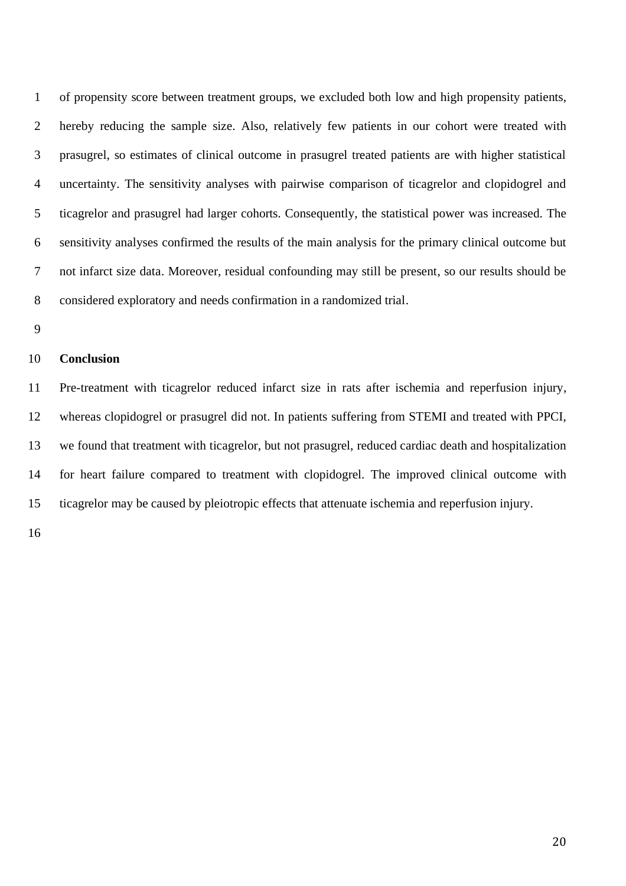of propensity score between treatment groups, we excluded both low and high propensity patients, hereby reducing the sample size. Also, relatively few patients in our cohort were treated with prasugrel, so estimates of clinical outcome in prasugrel treated patients are with higher statistical uncertainty. The sensitivity analyses with pairwise comparison of ticagrelor and clopidogrel and ticagrelor and prasugrel had larger cohorts. Consequently, the statistical power was increased. The sensitivity analyses confirmed the results of the main analysis for the primary clinical outcome but not infarct size data. Moreover, residual confounding may still be present, so our results should be considered exploratory and needs confirmation in a randomized trial.

## Conclusion

Pre-treatment with ticagrelor reduced infarct size in rats after ischemia and reperfusion injury, whereas clopidogrel or prasugrel did not. In patients suffering from STEMI and treated with PPCI, we found that treatment with ticagrelor, but not prasugrel, reduced cardiac death and hospitalization for heart failure compared to treatment with clopidogrel. The improved clinical outcome with ticagrelor may be caused by pleiotropic effects that attenuate ischemia and reperfusion injury.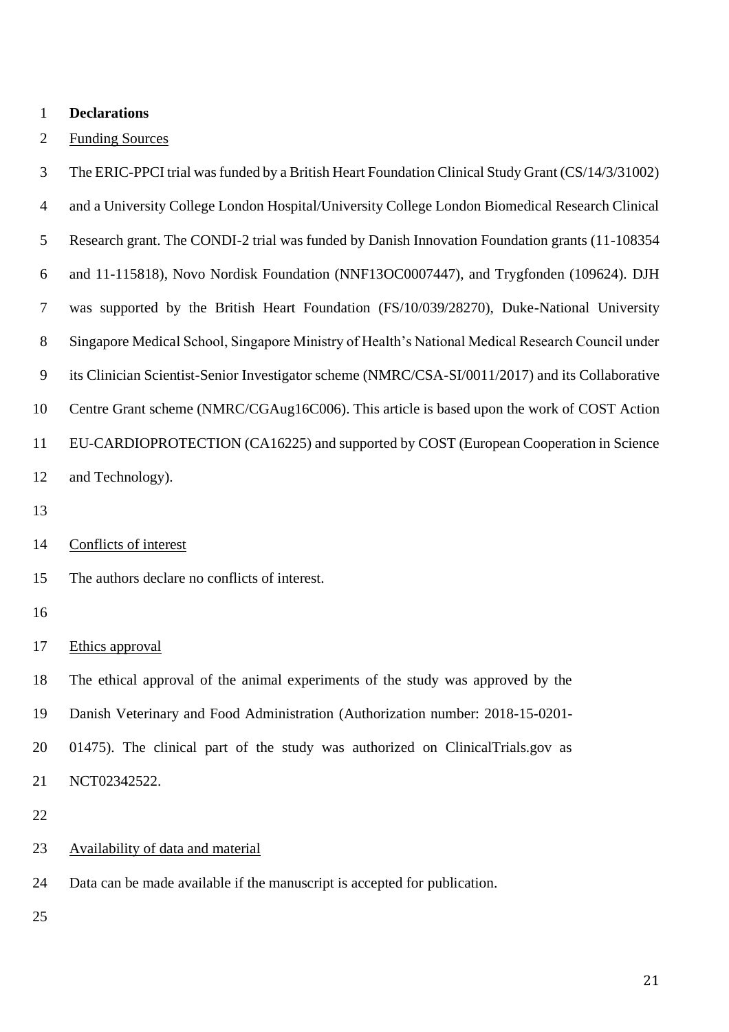# Declarations

## Funding Sources

The ERIC-PPCI trial was funded by a British Heart Foundation Clinical Study Grant (CS/14/3/31002) and a University College London Hospital/University College London Biomedical Research Clinical Research grant. The CONDI-2 trial was funded by Danish Innovation Foundation grants (11-108354 and 11-115818), Novo Nordisk Foundation (NNF13OC0007447), and Trygfonden (109624). DJH was supported by the British Heart Foundation (FS/10/039/28270), Duke-National University Singapore Medical School, Singapore Ministry of Health's National Medical Research Council under its Clinician Scientist-Senior Investigator scheme (NMRC/CSA-SI/0011/2017) and its Collaborative Centre Grant scheme (NMRC/CGAug16C006). This article is based upon the work of COST Action EU-CARDIOPROTECTION (CA16225) and supported by COST (European Cooperation in Science and Technology).

## Conflicts of interest

The authors declare no conflicts of interest.

## Ethics approval

The ethical approval of the animal experiments of the study was approved by the Danish Veterinary and Food Administration (Authorization number: 2018-15-0201-01475). The clinical part of the study was authorized on ClinicalTrials.gov as NCT02342522.

## Availability of data and material

Data can be made available if the manuscript is accepted for publication.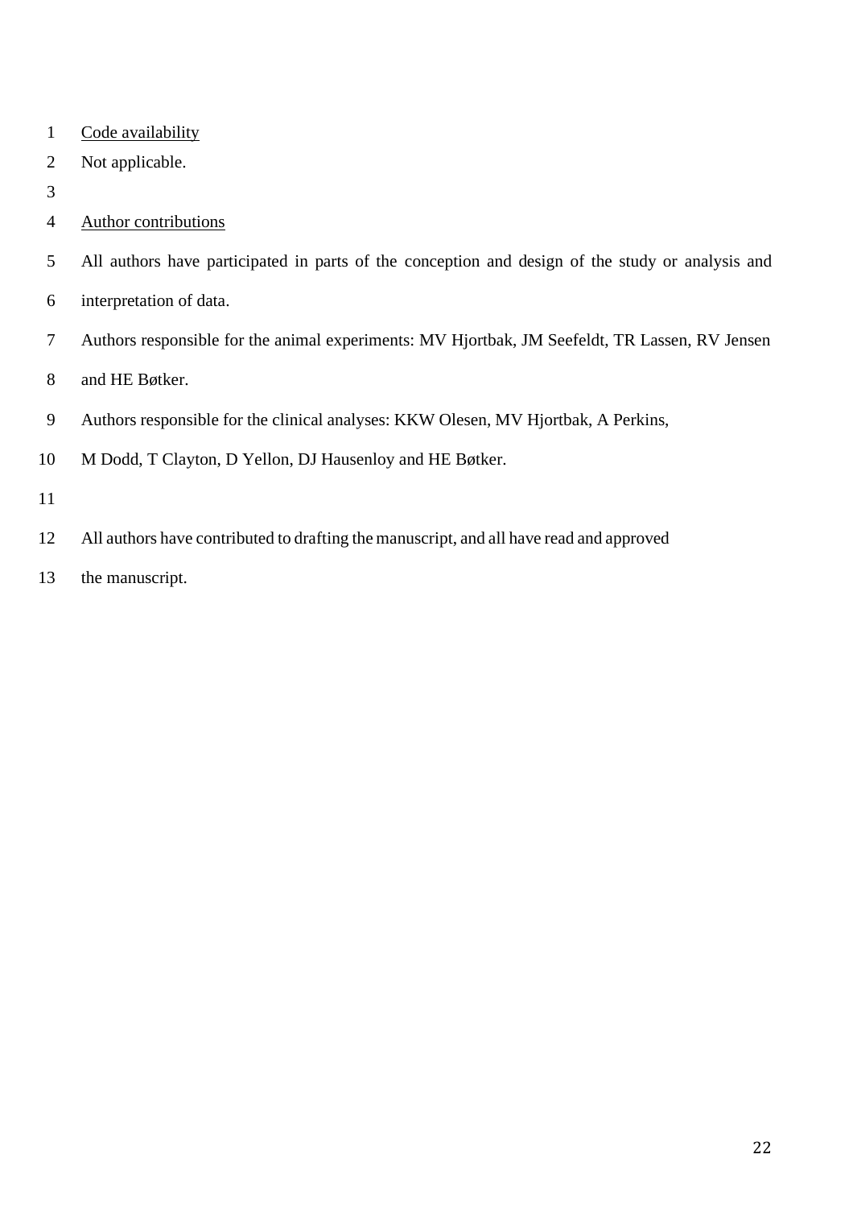Code availability

Not applicable.

Author contributions

All authors have participated in parts of the conception and design of the study or analysis and interpretation of data.

Authors responsible for the animal experiments: MV Hjortbak, JM Seefeldt, TR Lassen, RV Jensen and HE Bøtker.

Authors responsible for the clinical analyses: KKW Olesen, MV Hjortbak, A Perkins, M Dodd, T Clayton, D Yellon, DJ Hausenloy and HE Bøtker.

All authors have contributed to drafting the manuscript, and all have read and approved the manuscript.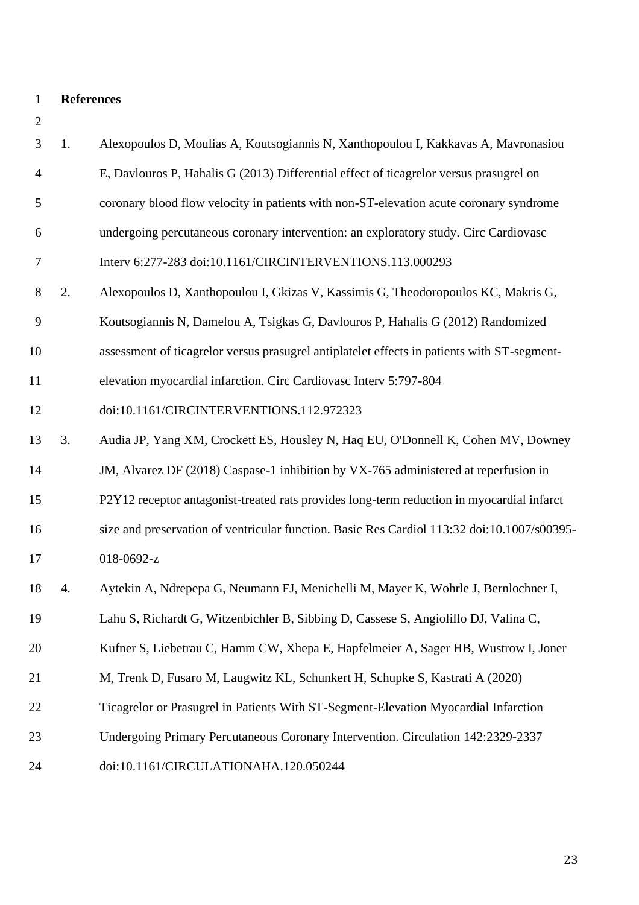## References

1. Alexopoulos D, Moulias A, Koutsogiannis N, Xanthopoulou I, Kakkavas A, Mavronasiou E, Davlouros P, Hahalis G (2013) Differential effect of ticagrelor versus prasugrel on coronary blood flow velocity in patients with non-ST-elevation acute coronary syndrome undergoing percutaneous coronary intervention: an exploratory study. Circ Cardiovasc Interv 6:277-283 doi:10.1161/CIRCINTERVENTIONS.113.000293
2. Alexopoulos D, Xanthopoulou I, Gkizas V, Kassimis G, Theodoropoulos KC, Makris G, Koutsogiannis N, Damelou A, Tsigkas G, Davlouros P, Hahalis G (2012) Randomized assessment of ticagrelor versus prasugrel antiplatelet effects in patients with ST-segment-elevation myocardial infarction. Circ Cardiovasc Interv 5:797-804 doi:10.1161/CIRCINTERVENTIONS.112.972323
3. Audia JP, Yang XM, Crockett ES, Housley N, Haq EU, O'Donnell K, Cohen MV, Downey JM, Alvarez DF (2018) Caspase-1 inhibition by VX-765 administered at reperfusion in P2Y12 receptor antagonist-treated rats provides long-term reduction in myocardial infarct size and preservation of ventricular function. Basic Res Cardiol 113:32 doi:10.1007/s00395-018-0692-z
4. Aytekin A, Ndrepepa G, Neumann FJ, Menichelli M, Mayer K, Wohrle J, Bernlochner I, Lahu S, Richardt G, Witzenbichler B, Sibbing D, Cassese S, Angiolillo DJ, Valina C, Kufner S, Liebetrau C, Hamm CW, Xhepa E, Hapfelmeier A, Sager HB, Wustrow I, Joner M, Trenk D, Fusaro M, Laugwitz KL, Schunkert H, Schupke S, Kastrati A (2020) Ticagrelor or Prasugrel in Patients With ST-Segment-Elevation Myocardial Infarction Undergoing Primary Percutaneous Coronary Intervention. Circulation 142:2329-2337 doi:10.1161/CIRCULATIONAHA.120.050244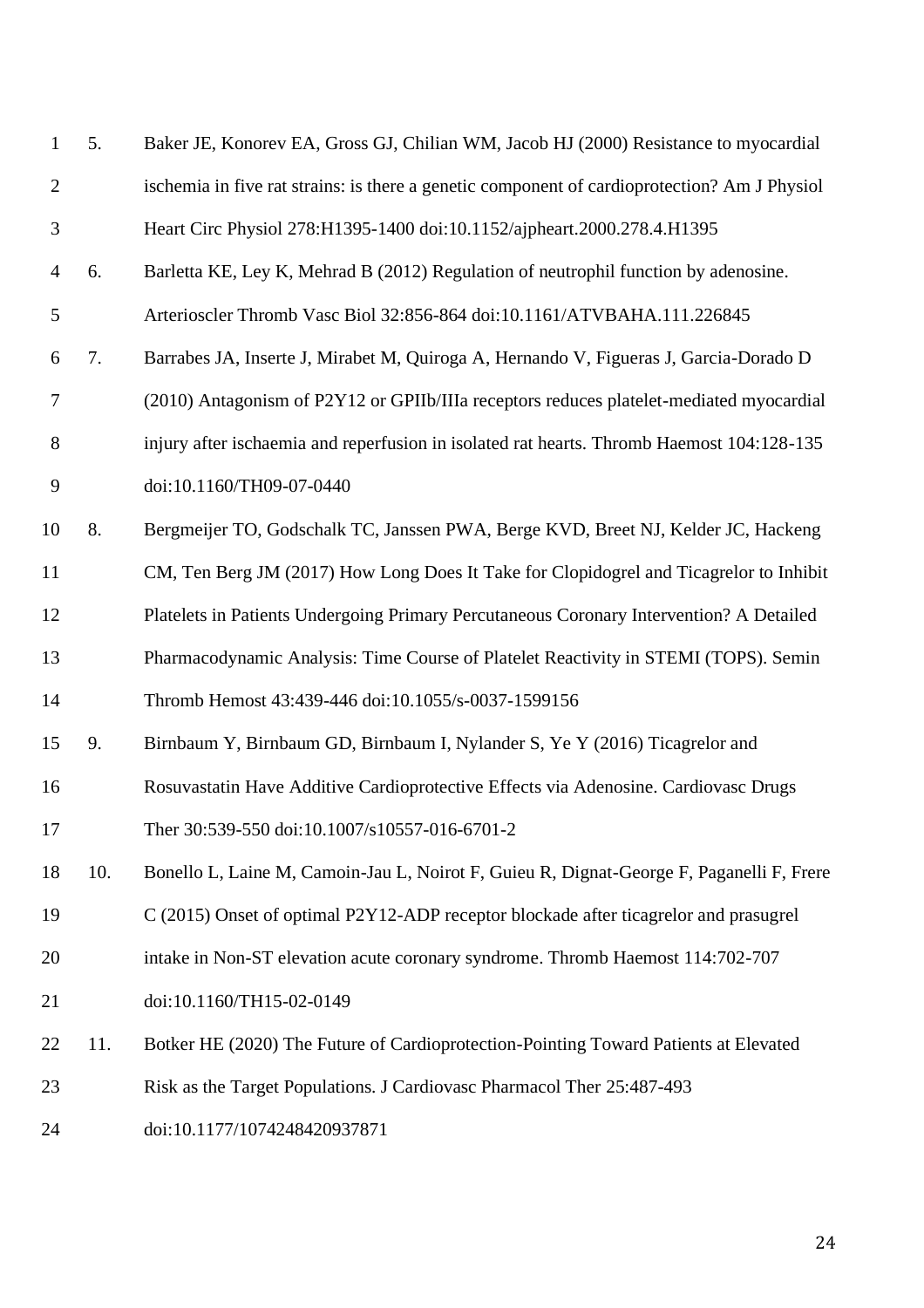5. Baker JE, Konorev EA, Gross GJ, Chilian WM, Jacob HJ (2000) Resistance to myocardial ischemia in five rat strains: is there a genetic component of cardioprotection? Am J Physiol Heart Circ Physiol 278:H1395-1400 doi:10.1152/ajpheart.2000.278.4.H1395
6. Barletta KE, Ley K, Mehrad B (2012) Regulation of neutrophil function by adenosine. Arterioscler Thromb Vasc Biol 32:856-864 doi:10.1161/ATVBAHA.111.226845
7. Barrabes JA, Inserte J, Mirabet M, Quiroga A, Hernando V, Figueras J, Garcia-Dorado D (2010) Antagonism of P2Y12 or GPIIb/IIIa receptors reduces platelet-mediated myocardial injury after ischaemia and reperfusion in isolated rat hearts. Thromb Haemost 104:128-135 doi:10.1160/TH09-07-0440
8. Bergmeijer TO, Godschalk TC, Janssen PWA, Berge KVD, Breet NJ, Kelder JC, Hackeng CM, Ten Berg JM (2017) How Long Does It Take for Clopidogrel and Ticagrelor to Inhibit Platelets in Patients Undergoing Primary Percutaneous Coronary Intervention? A Detailed Pharmacodynamic Analysis: Time Course of Platelet Reactivity in STEMI (TOPS). Semin Thromb Hemost 43:439-446 doi:10.1055/s-0037-1599156
9. Birnbaum Y, Birnbaum GD, Birnbaum I, Nylander S, Ye Y (2016) Ticagrelor and Rosuvastatin Have Additive Cardioprotective Effects via Adenosine. Cardiovasc Drugs Ther 30:539-550 doi:10.1007/s10557-016-6701-2
10. Bonello L, Laine M, Camoin-Jau L, Noirot F, Guieu R, Dignat-George F, Paganelli F, Frere C (2015) Onset of optimal P2Y12-ADP receptor blockade after ticagrelor and prasugrel intake in Non-ST elevation acute coronary syndrome. Thromb Haemost 114:702-707 doi:10.1160/TH15-02-0149
11. Botker HE (2020) The Future of Cardioprotection-Pointing Toward Patients at Elevated Risk as the Target Populations. J Cardiovasc Pharmacol Ther 25:487-493 doi:10.1177/1074248420937871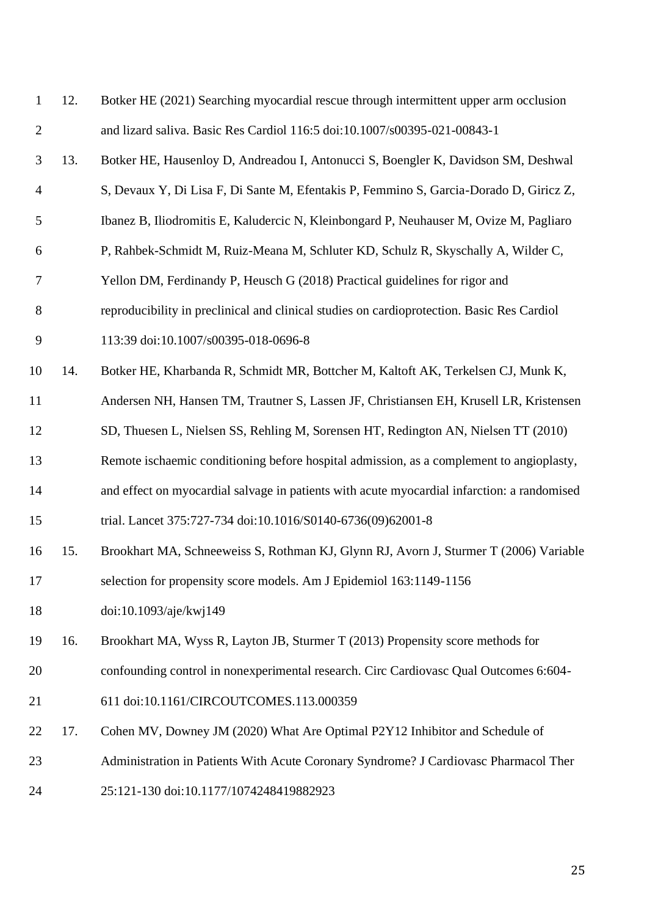12. Botker HE (2021) Searching myocardial rescue through intermittent upper arm occlusion and lizard saliva. Basic Res Cardiol 116:5 doi:10.1007/s00395-021-00843-1
13. Botker HE, Hausenloy D, Andreadou I, Antonucci S, Boengler K, Davidson SM, Deshwal S, Devaux Y, Di Lisa F, Di Sante M, Efentakis P, Femmino S, Garcia-Dorado D, Giricz Z, Ibanez B, Iliodromitis E, Kaludercic N, Kleinbongard P, Neuhauser M, Ovize M, Pagliaro P, Rahbek-Schmidt M, Ruiz-Meana M, Schluter KD, Schulz R, Skyschally A, Wilder C, Yellon DM, Ferdinandy P, Heusch G (2018) Practical guidelines for rigor and reproducibility in preclinical and clinical studies on cardioprotection. Basic Res Cardiol 113:39 doi:10.1007/s00395-018-0696-8
14. Botker HE, Kharbanda R, Schmidt MR, Bottcher M, Kaltoft AK, Terkelsen CJ, Munk K, Andersen NH, Hansen TM, Trautner S, Lassen JF, Christiansen EH, Krusell LR, Kristensen SD, Thuesen L, Nielsen SS, Rehling M, Sorensen HT, Redington AN, Nielsen TT (2010) Remote ischaemic conditioning before hospital admission, as a complement to angioplasty, and effect on myocardial salvage in patients with acute myocardial infarction: a randomised trial. Lancet 375:727-734 doi:10.1016/S0140-6736(09)62001-8
15. Brookhart MA, Schneeweiss S, Rothman KJ, Glynn RJ, Avorn J, Sturmer T (2006) Variable selection for propensity score models. Am J Epidemiol 163:1149-1156 doi:10.1093/aje/kwj149
16. Brookhart MA, Wyss R, Layton JB, Sturmer T (2013) Propensity score methods for confounding control in nonexperimental research. Circ Cardiovasc Qual Outcomes 6:604-611 doi:10.1161/CIRCOUTCOMES.113.000359
17. Cohen MV, Downey JM (2020) What Are Optimal P2Y12 Inhibitor and Schedule of Administration in Patients With Acute Coronary Syndrome? J Cardiovasc Pharmacol Ther 25:121-130 doi:10.1177/1074248419882923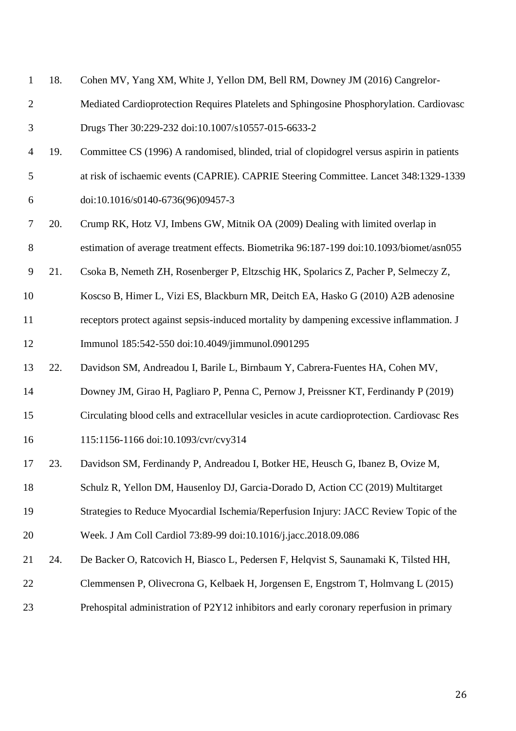18. Cohen MV, Yang XM, White J, Yellon DM, Bell RM, Downey JM (2016) Cangrelor-Mediated Cardioprotection Requires Platelets and Sphingosine Phosphorylation. Cardiovasc Drugs Ther 30:229-232 doi:10.1007/s10557-015-6633-2
19. Committee CS (1996) A randomised, blinded, trial of clopidogrel versus aspirin in patients at risk of ischaemic events (CAPRIE). CAPRIE Steering Committee. Lancet 348:1329-1339 doi:10.1016/s0140-6736(96)09457-3
20. Crump RK, Hotz VJ, Imbens GW, Mitnik OA (2009) Dealing with limited overlap in estimation of average treatment effects. Biometrika 96:187-199 doi:10.1093/biomet/asn055
21. Csoka B, Nemeth ZH, Rosenberger P, Eltzschig HK, Spolarics Z, Pacher P, Selmeczy Z, Koscso B, Himer L, Vizi ES, Blackburn MR, Deitch EA, Hasko G (2010) A2B adenosine receptors protect against sepsis-induced mortality by dampening excessive inflammation. J Immunol 185:542-550 doi:10.4049/jimmunol.0901295
22. Davidson SM, Andreadou I, Barile L, Birnbaum Y, Cabrera-Fuentes HA, Cohen MV, Downey JM, Girao H, Pagliaro P, Penna C, Pernow J, Preissner KT, Ferdinandy P (2019) Circulating blood cells and extracellular vesicles in acute cardioprotection. Cardiovasc Res 115:1156-1166 doi:10.1093/cvr/cvy314
23. Davidson SM, Ferdinandy P, Andreadou I, Botker HE, Heusch G, Ibanez B, Ovize M, Schulz R, Yellon DM, Hausenloy DJ, Garcia-Dorado D, Action CC (2019) Multitarget Strategies to Reduce Myocardial Ischemia/Reperfusion Injury: JACC Review Topic of the Week. J Am Coll Cardiol 73:89-99 doi:10.1016/j.jacc.2018.09.086
24. De Backer O, Ratcovich H, Biasco L, Pedersen F, Helqvist S, Saunamaki K, Tilsted HH, Clemmensen P, Olivecrona G, Kelbaek H, Jorgensen E, Engstrom T, Holmvang L (2015) Prehospital administration of P2Y12 inhibitors and early coronary reperfusion in primary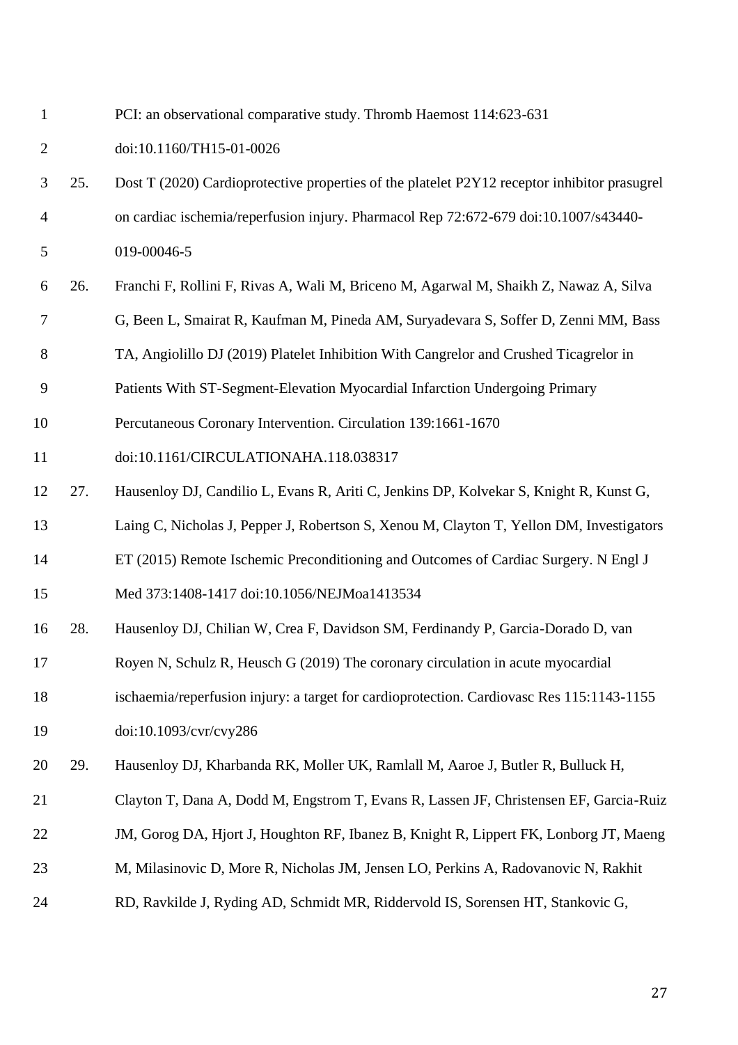PCI: an observational comparative study. Thromb Haemost 114:623-631 doi:10.1160/TH15-01-0026

25. Dost T (2020) Cardioprotective properties of the platelet P2Y12 receptor inhibitor prasugrel on cardiac ischemia/reperfusion injury. Pharmacol Rep 72:672-679 doi:10.1007/s43440-019-00046-5

26. Franchi F, Rollini F, Rivas A, Wali M, Briceno M, Agarwal M, Shaikh Z, Nawaz A, Silva G, Been L, Smairat R, Kaufman M, Pineda AM, Suryadevara S, Soffer D, Zenni MM, Bass TA, Angiolillo DJ (2019) Platelet Inhibition With Cangrelor and Crushed Ticagrelor in Patients With ST-Segment-Elevation Myocardial Infarction Undergoing Primary Percutaneous Coronary Intervention. Circulation 139:1661-1670 doi:10.1161/CIRCULATIONAHA.118.038317

27. Hausenloy DJ, Candilio L, Evans R, Ariti C, Jenkins DP, Kolvekar S, Knight R, Kunst G, Laing C, Nicholas J, Pepper J, Robertson S, Xenou M, Clayton T, Yellon DM, Investigators ET (2015) Remote Ischemic Preconditioning and Outcomes of Cardiac Surgery. N Engl J Med 373:1408-1417 doi:10.1056/NEJMoa1413534

28. Hausenloy DJ, Chilian W, Crea F, Davidson SM, Ferdinandy P, Garcia-Dorado D, van Royen N, Schulz R, Heusch G (2019) The coronary circulation in acute myocardial ischaemia/reperfusion injury: a target for cardioprotection. Cardiovasc Res 115:1143-1155 doi:10.1093/cvr/cvy286

29. Hausenloy DJ, Kharbanda RK, Moller UK, Ramlall M, Aaroe J, Butler R, Bulluck H, Clayton T, Dana A, Dodd M, Engstrom T, Evans R, Lassen JF, Christensen EF, Garcia-Ruiz JM, Gorog DA, Hjort J, Houghton RF, Ibanez B, Knight R, Lippert FK, Lonborg JT, Maeng M, Milasinovic D, More R, Nicholas JM, Jensen LO, Perkins A, Radovanovic N, Rakhit RD, Ravkilde J, Ryding AD, Schmidt MR, Riddervold IS, Sorensen HT, Stankovic G,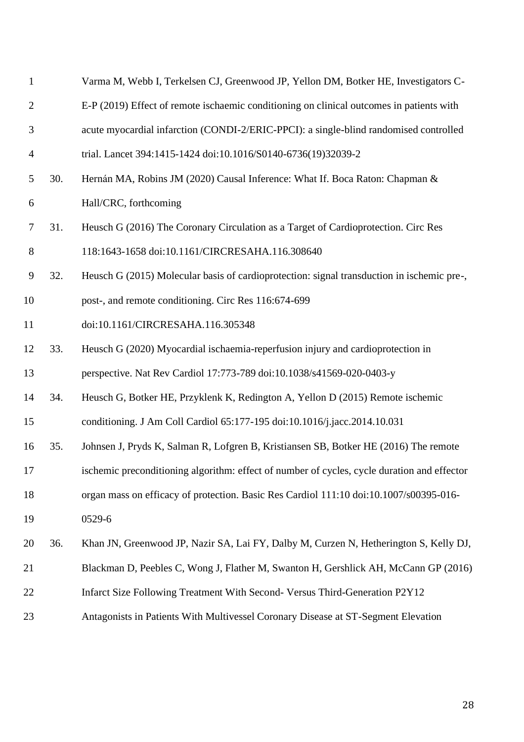Varma M, Webb I, Terkelsen CJ, Greenwood JP, Yellon DM, Botker HE, Investigators C-E-P (2019) Effect of remote ischaemic conditioning on clinical outcomes in patients with acute myocardial infarction (CONDI-2/ERIC-PPCI): a single-blind randomised controlled trial. Lancet 394:1415-1424 doi:10.1016/S0140-6736(19)32039-2

30. Hernán MA, Robins JM (2020) Causal Inference: What If. Boca Raton: Chapman & Hall/CRC, forthcoming

31. Heusch G (2016) The Coronary Circulation as a Target of Cardioprotection. Circ Res 118:1643-1658 doi:10.1161/CIRCRESAHA.116.308640

32. Heusch G (2015) Molecular basis of cardioprotection: signal transduction in ischemic pre-, post-, and remote conditioning. Circ Res 116:674-699 doi:10.1161/CIRCRESAHA.116.305348

33. Heusch G (2020) Myocardial ischaemia-reperfusion injury and cardioprotection in perspective. Nat Rev Cardiol 17:773-789 doi:10.1038/s41569-020-0403-y

34. Heusch G, Botker HE, Przyklenk K, Redington A, Yellon D (2015) Remote ischemic conditioning. J Am Coll Cardiol 65:177-195 doi:10.1016/j.jacc.2014.10.031

35. Johnsen J, Pryds K, Salman R, Lofgren B, Kristiansen SB, Botker HE (2016) The remote ischemic preconditioning algorithm: effect of number of cycles, cycle duration and effector organ mass on efficacy of protection. Basic Res Cardiol 111:10 doi:10.1007/s00395-016-0529-6

36. Khan JN, Greenwood JP, Nazir SA, Lai FY, Dalby M, Curzen N, Hetherington S, Kelly DJ, Blackman D, Peebles C, Wong J, Flather M, Swanton H, Gershlick AH, McCann GP (2016) Infarct Size Following Treatment With Second- Versus Third-Generation P2Y12 Antagonists in Patients With Multivessel Coronary Disease at ST-Segment Elevation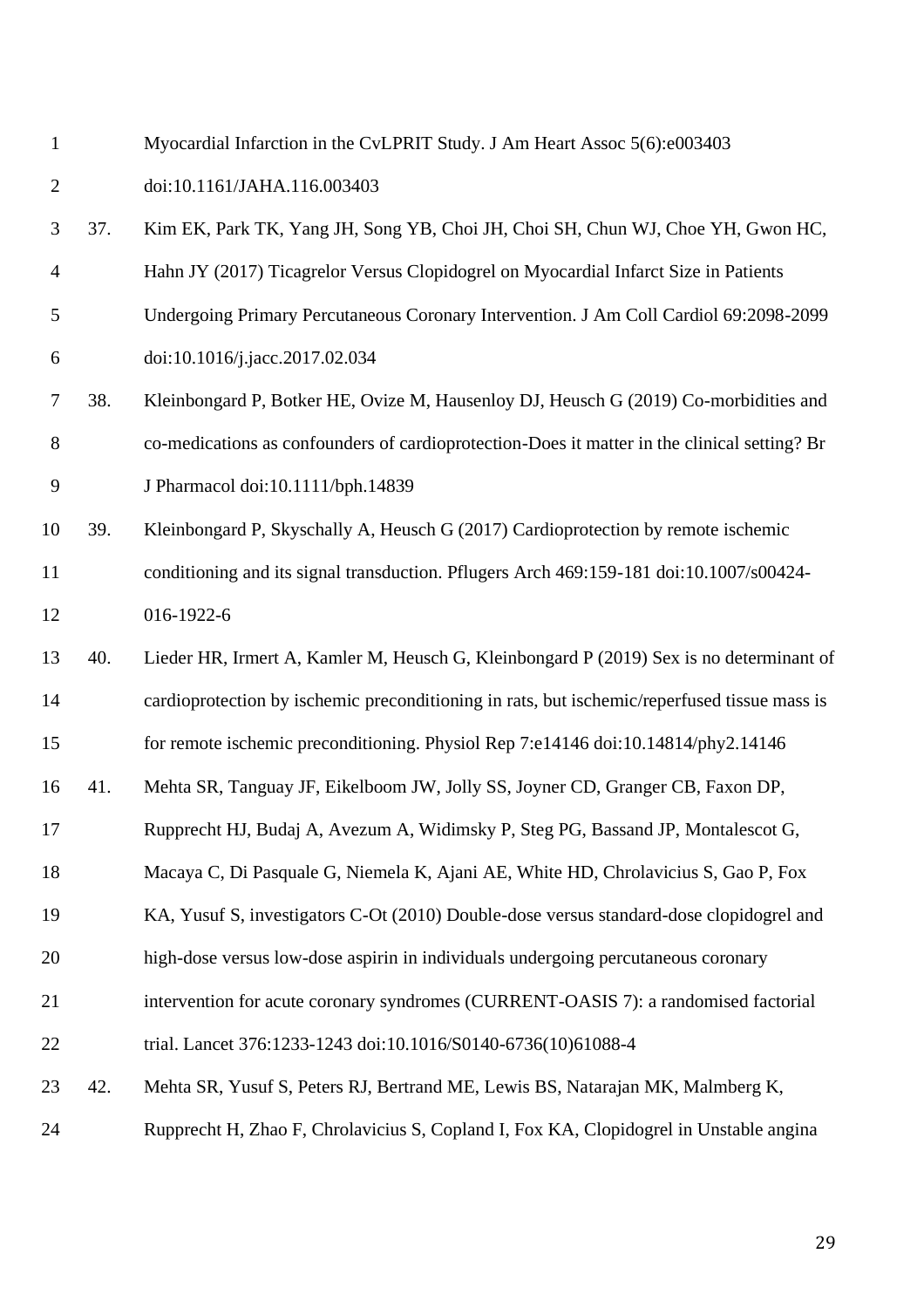Myocardial Infarction in the CvLPRIT Study. J Am Heart Assoc 5(6):e003403 doi:10.1161/JAHA.116.003403

37. Kim EK, Park TK, Yang JH, Song YB, Choi JH, Choi SH, Chun WJ, Choe YH, Gwon HC, Hahn JY (2017) Ticagrelor Versus Clopidogrel on Myocardial Infarct Size in Patients Undergoing Primary Percutaneous Coronary Intervention. J Am Coll Cardiol 69:2098-2099 doi:10.1016/j.jacc.2017.02.034

38. Kleinbongard P, Botker HE, Ovize M, Hausenloy DJ, Heusch G (2019) Co-morbidities and co-medications as confounders of cardioprotection-Does it matter in the clinical setting? Br J Pharmacol doi:10.1111/bph.14839

39. Kleinbongard P, Skyschally A, Heusch G (2017) Cardioprotection by remote ischemic conditioning and its signal transduction. Pflugers Arch 469:159-181 doi:10.1007/s00424-016-1922-6

40. Lieder HR, Irmert A, Kamler M, Heusch G, Kleinbongard P (2019) Sex is no determinant of cardioprotection by ischemic preconditioning in rats, but ischemic/reperfused tissue mass is for remote ischemic preconditioning. Physiol Rep 7:e14146 doi:10.14814/phy2.14146

41. Mehta SR, Tanguay JF, Eikelboom JW, Jolly SS, Joyner CD, Granger CB, Faxon DP, Rupprecht HJ, Budaj A, Avezum A, Widimsky P, Steg PG, Bassand JP, Montalescot G, Macaya C, Di Pasquale G, Niemela K, Ajani AE, White HD, Chrolavicius S, Gao P, Fox KA, Yusuf S, investigators C-Ot (2010) Double-dose versus standard-dose clopidogrel and high-dose versus low-dose aspirin in individuals undergoing percutaneous coronary intervention for acute coronary syndromes (CURRENT-OASIS 7): a randomised factorial trial. Lancet 376:1233-1243 doi:10.1016/S0140-6736(10)61088-4

42. Mehta SR, Yusuf S, Peters RJ, Bertrand ME, Lewis BS, Natarajan MK, Malmberg K, Rupprecht H, Zhao F, Chrolavicius S, Copland I, Fox KA, Clopidogrel in Unstable angina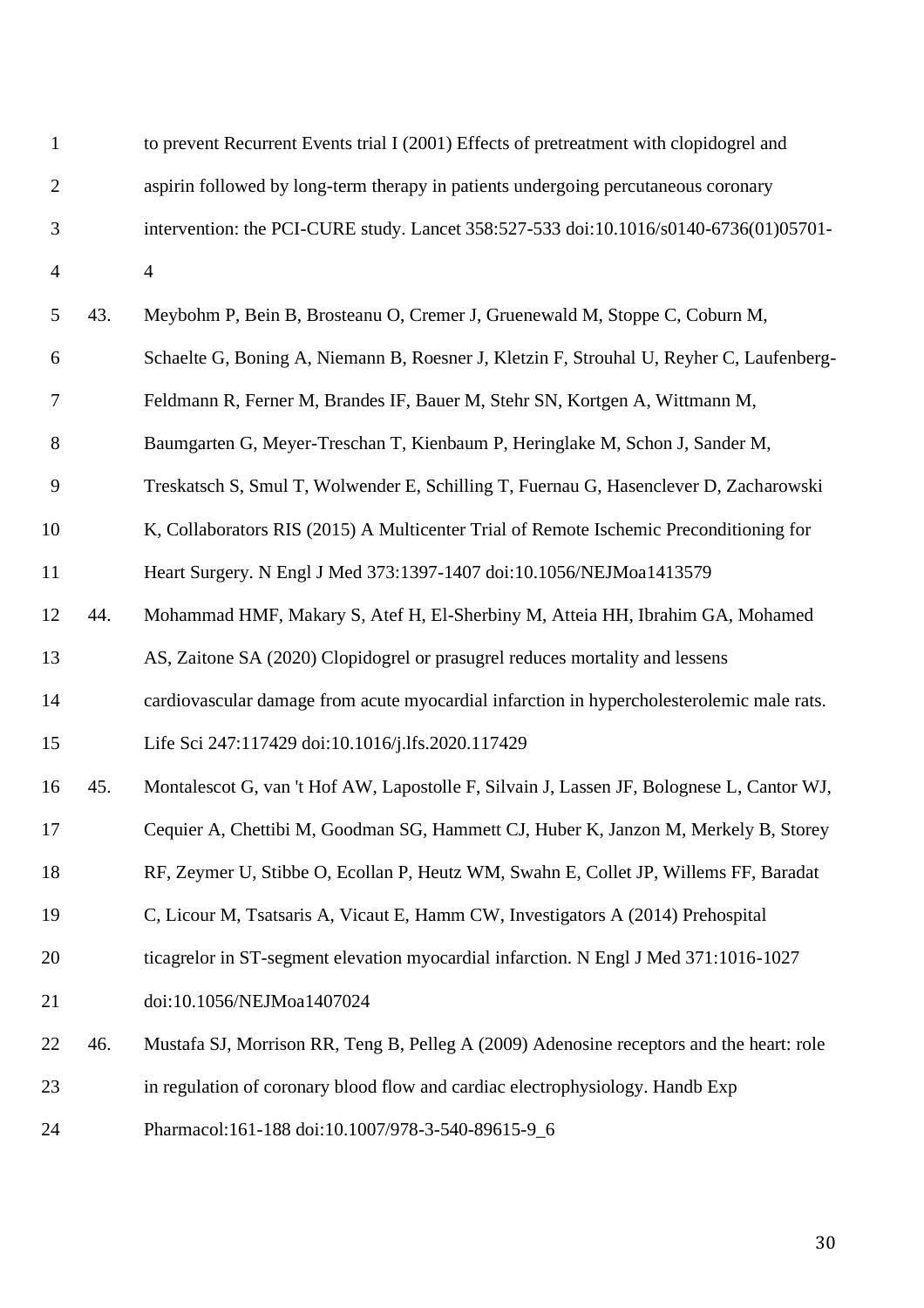to prevent Recurrent Events trial I (2001) Effects of pretreatment with clopidogrel and aspirin followed by long-term therapy in patients undergoing percutaneous coronary intervention: the PCI-CURE study. Lancet 358:527-533 doi:10.1016/s0140-6736(01)05701-4

43. Meybohm P, Bein B, Brosteanu O, Cremer J, Gruenewald M, Stoppe C, Coburn M, Schaelte G, Boning A, Niemann B, Roesner J, Kletzin F, Strouhal U, Reyher C, Laufenberg-Feldmann R, Ferner M, Brandes IF, Bauer M, Stehr SN, Kortgen A, Wittmann M, Baumgarten G, Meyer-Treschan T, Kienbaum P, Heringlake M, Schon J, Sander M, Treskatsch S, Smul T, Wolwender E, Schilling T, Fuernau G, Hasenclever D, Zacharowski K, Collaborators RIS (2015) A Multicenter Trial of Remote Ischemic Preconditioning for Heart Surgery. N Engl J Med 373:1397-1407 doi:10.1056/NEJMoa1413579

44. Mohammad HMF, Makary S, Atef H, El-Sherbiny M, Atteia HH, Ibrahim GA, Mohamed AS, Zaitone SA (2020) Clopidogrel or prasugrel reduces mortality and lessens cardiovascular damage from acute myocardial infarction in hypercholesterolemic male rats. Life Sci 247:117429 doi:10.1016/j.lfs.2020.117429

45. Montalescot G, van 't Hof AW, Lapostolle F, Silvain J, Lassen JF, Bolognese L, Cantor WJ, Cequier A, Chettibi M, Goodman SG, Hammett CJ, Huber K, Janzon M, Merkely B, Storey RF, Zeymer U, Stibbe O, Ecollan P, Heutz WM, Swahn E, Collet JP, Willems FF, Baradat C, Licour M, Tsatsaris A, Vicaut E, Hamm CW, Investigators A (2014) Prehospital ticagrelor in ST-segment elevation myocardial infarction. N Engl J Med 371:1016-1027 doi:10.1056/NEJMoa1407024

46. Mustafa SJ, Morrison RR, Teng B, Pelleg A (2009) Adenosine receptors and the heart: role in regulation of coronary blood flow and cardiac electrophysiology. Handb Exp Pharmacol:161-188 doi:10.1007/978-3-540-89615-9_6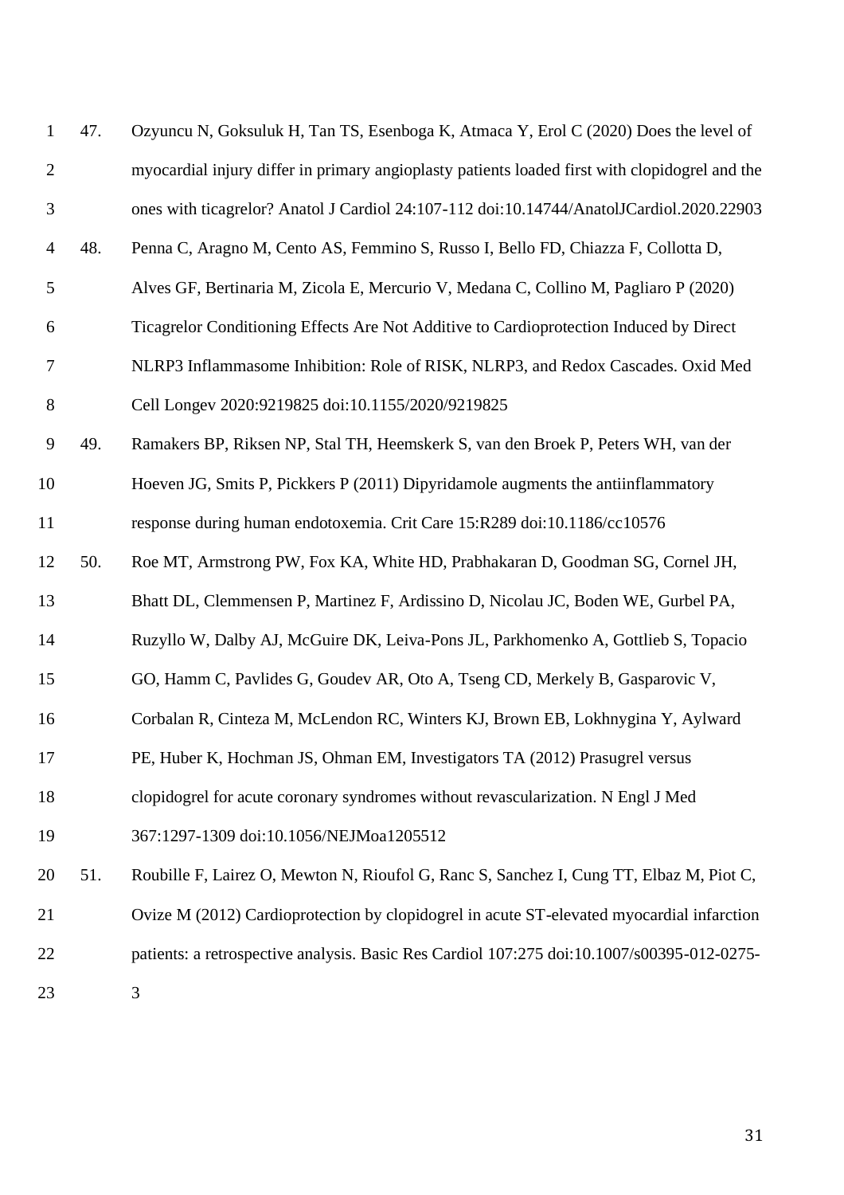47. Ozyuncu N, Goksuluk H, Tan TS, Esenboga K, Atmaca Y, Erol C (2020) Does the level of myocardial injury differ in primary angioplasty patients loaded first with clopidogrel and the ones with ticagrelor? Anatol J Cardiol 24:107-112 doi:10.14744/AnatolJCardiol.2020.22903

48. Penna C, Aragno M, Cento AS, Femmino S, Russo I, Bello FD, Chiazza F, Collotta D, Alves GF, Bertinaria M, Zicola E, Mercurio V, Medana C, Collino M, Pagliaro P (2020) Ticagrelor Conditioning Effects Are Not Additive to Cardioprotection Induced by Direct NLRP3 Inflammasome Inhibition: Role of RISK, NLRP3, and Redox Cascades. Oxid Med Cell Longev 2020:9219825 doi:10.1155/2020/9219825

49. Ramakers BP, Riksen NP, Stal TH, Heemskerk S, van den Broek P, Peters WH, van der Hoeven JG, Smits P, Pickkers P (2011) Dipyridamole augments the antiinflammatory response during human endotoxemia. Crit Care 15:R289 doi:10.1186/cc10576

50. Roe MT, Armstrong PW, Fox KA, White HD, Prabhakaran D, Goodman SG, Cornel JH, Bhatt DL, Clemmensen P, Martinez F, Ardissino D, Nicolau JC, Boden WE, Gurbel PA, Ruzyllo W, Dalby AJ, McGuire DK, Leiva-Pons JL, Parkhomenko A, Gottlieb S, Topacio GO, Hamm C, Pavlides G, Goudev AR, Oto A, Tseng CD, Merkely B, Gasparovic V, Corbalan R, Cinteza M, McLendon RC, Winters KJ, Brown EB, Lokhnygina Y, Aylward PE, Huber K, Hochman JS, Ohman EM, Investigators TA (2012) Prasugrel versus clopidogrel for acute coronary syndromes without revascularization. N Engl J Med 367:1297-1309 doi:10.1056/NEJMoa1205512

51. Roubille F, Lairez O, Mewton N, Rioufol G, Ranc S, Sanchez I, Cung TT, Elbaz M, Piot C, Ovize M (2012) Cardioprotection by clopidogrel in acute ST-elevated myocardial infarction patients: a retrospective analysis. Basic Res Cardiol 107:275 doi:10.1007/s00395-012-0275-3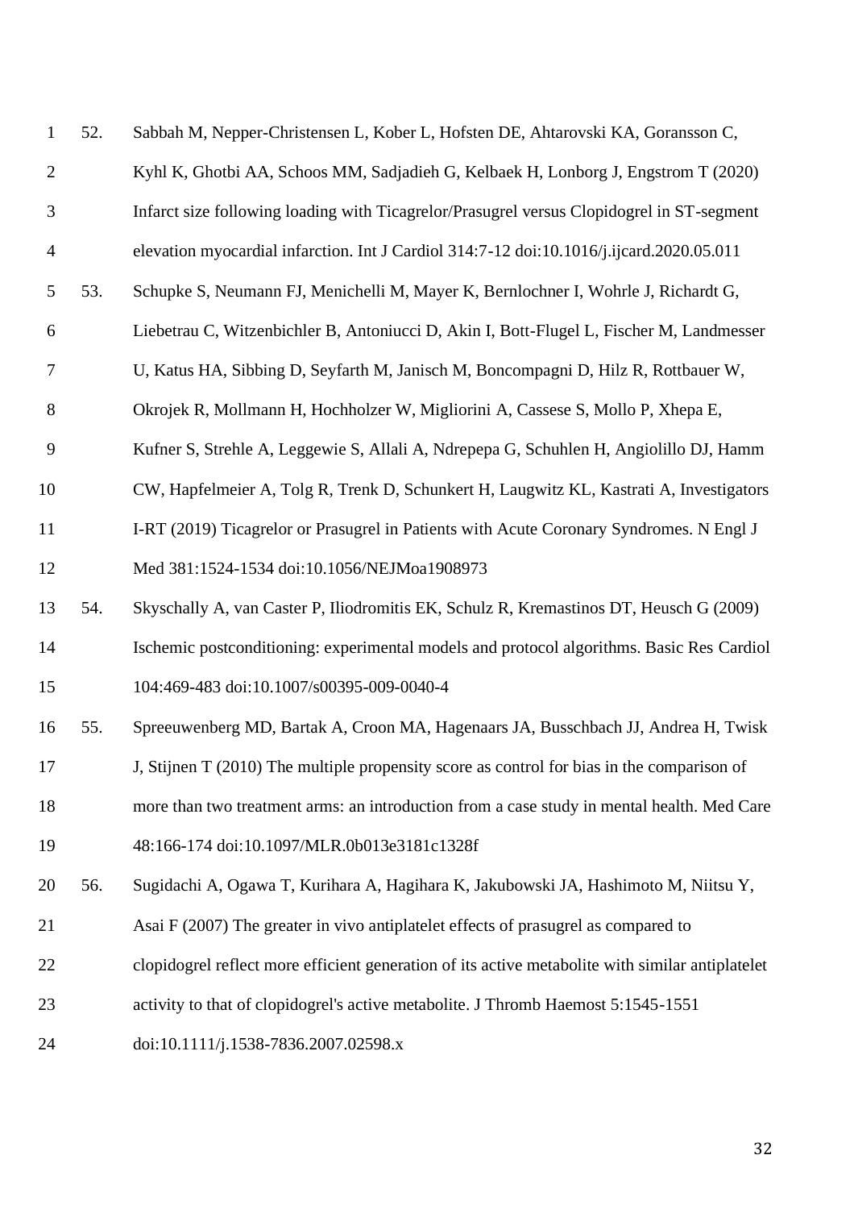52. Sabbah M, Nepper-Christensen L, Kober L, Hofsten DE, Ahtarovski KA, Goransson C, Kyhl K, Ghotbi AA, Schoos MM, Sadjadieh G, Kelbaek H, Lonborg J, Engstrom T (2020) Infarct size following loading with Ticagrelor/Prasugrel versus Clopidogrel in ST-segment elevation myocardial infarction. Int J Cardiol 314:7-12 doi:10.1016/j.ijcard.2020.05.011

53. Schupke S, Neumann FJ, Menichelli M, Mayer K, Bernlochner I, Wohrle J, Richardt G, Liebetrau C, Witzenbichler B, Antoniucci D, Akin I, Bott-Flugel L, Fischer M, Landmesser U, Katus HA, Sibbing D, Seyfarth M, Janisch M, Boncompagni D, Hilz R, Rottbauer W, Okrojek R, Mollmann H, Hochholzer W, Migliorini A, Cassese S, Mollo P, Xhepa E, Kufner S, Strehle A, Leggewie S, Allali A, Ndrepepa G, Schuhlen H, Angiolillo DJ, Hamm CW, Hapfelmeier A, Tolg R, Trenk D, Schunkert H, Laugwitz KL, Kastrati A, Investigators I-RT (2019) Ticagrelor or Prasugrel in Patients with Acute Coronary Syndromes. N Engl J Med 381:1524-1534 doi:10.1056/NEJMoa1908973

54. Skyschally A, van Caster P, Iliodromitis EK, Schulz R, Kremastinos DT, Heusch G (2009) Ischemic postconditioning: experimental models and protocol algorithms. Basic Res Cardiol 104:469-483 doi:10.1007/s00395-009-0040-4

55. Spreeuwenberg MD, Bartak A, Croon MA, Hagenaars JA, Busschbach JJ, Andrea H, Twisk J, Stijnen T (2010) The multiple propensity score as control for bias in the comparison of more than two treatment arms: an introduction from a case study in mental health. Med Care 48:166-174 doi:10.1097/MLR.0b013e3181c1328f

56. Sugidachi A, Ogawa T, Kurihara A, Hagihara K, Jakubowski JA, Hashimoto M, Niitsu Y, Asai F (2007) The greater in vivo antiplatelet effects of prasugrel as compared to clopidogrel reflect more efficient generation of its active metabolite with similar antiplatelet activity to that of clopidogrel's active metabolite. J Thromb Haemost 5:1545-1551 doi:10.1111/j.1538-7836.2007.02598.x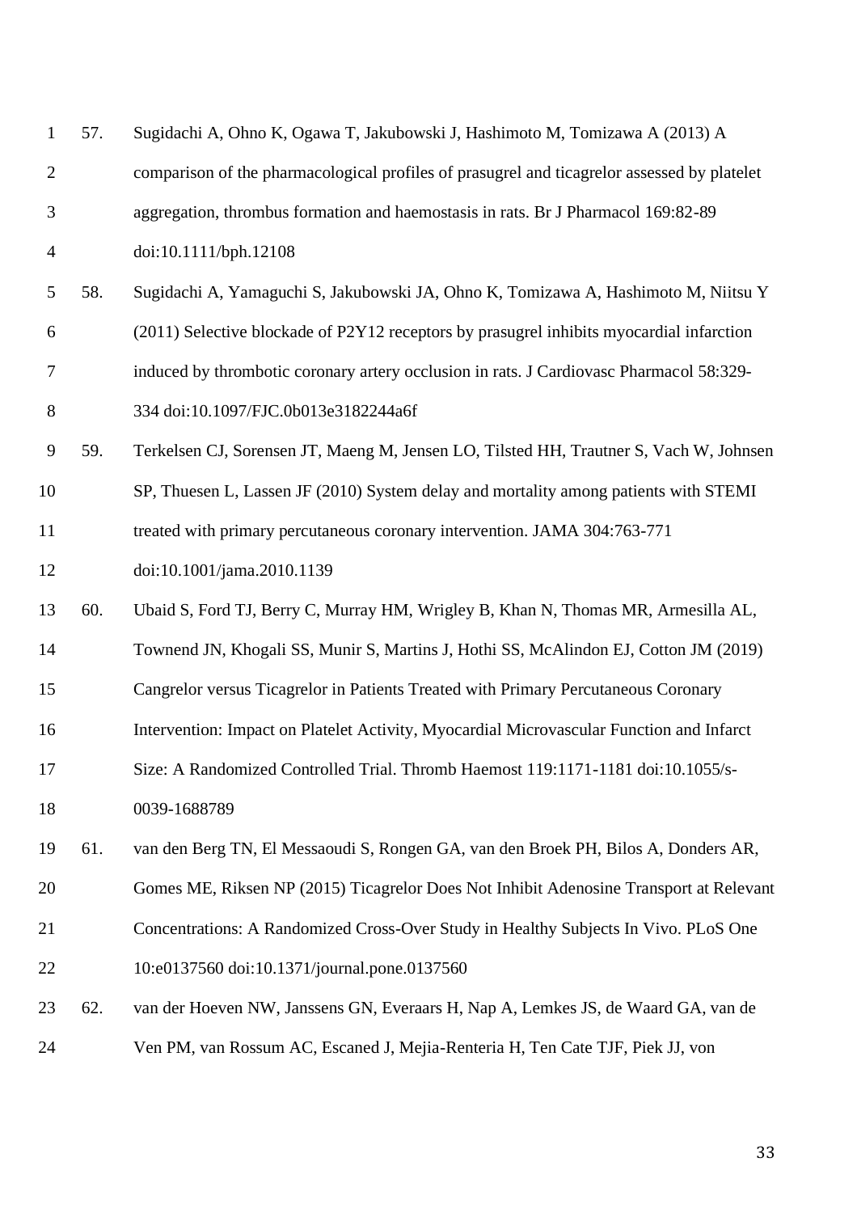57. Sugidachi A, Ohno K, Ogawa T, Jakubowski J, Hashimoto M, Tomizawa A (2013) A comparison of the pharmacological profiles of prasugrel and ticagrelor assessed by platelet aggregation, thrombus formation and haemostasis in rats. Br J Pharmacol 169:82-89 doi:10.1111/bph.12108

58. Sugidachi A, Yamaguchi S, Jakubowski JA, Ohno K, Tomizawa A, Hashimoto M, Niitsu Y (2011) Selective blockade of P2Y12 receptors by prasugrel inhibits myocardial infarction induced by thrombotic coronary artery occlusion in rats. J Cardiovasc Pharmacol 58:329-334 doi:10.1097/FJC.0b013e3182244a6f

59. Terkelsen CJ, Sorensen JT, Maeng M, Jensen LO, Tilsted HH, Trautner S, Vach W, Johnsen SP, Thuesen L, Lassen JF (2010) System delay and mortality among patients with STEMI treated with primary percutaneous coronary intervention. JAMA 304:763-771 doi:10.1001/jama.2010.1139

60. Ubaid S, Ford TJ, Berry C, Murray HM, Wrigley B, Khan N, Thomas MR, Armesilla AL, Townend JN, Khogali SS, Munir S, Martins J, Hothi SS, McAlindon EJ, Cotton JM (2019) Cangrelor versus Ticagrelor in Patients Treated with Primary Percutaneous Coronary Intervention: Impact on Platelet Activity, Myocardial Microvascular Function and Infarct Size: A Randomized Controlled Trial. Thromb Haemost 119:1171-1181 doi:10.1055/s-0039-1688789

61. van den Berg TN, El Messaoudi S, Rongen GA, van den Broek PH, Bilos A, Donders AR, Gomes ME, Riksen NP (2015) Ticagrelor Does Not Inhibit Adenosine Transport at Relevant Concentrations: A Randomized Cross-Over Study in Healthy Subjects In Vivo. PLoS One 10:e0137560 doi:10.1371/journal.pone.0137560

62. van der Hoeven NW, Janssens GN, Everaars H, Nap A, Lemkes JS, de Waard GA, van de Ven PM, van Rossum AC, Escaned J, Mejia-Renteria H, Ten Cate TJF, Piek JJ, von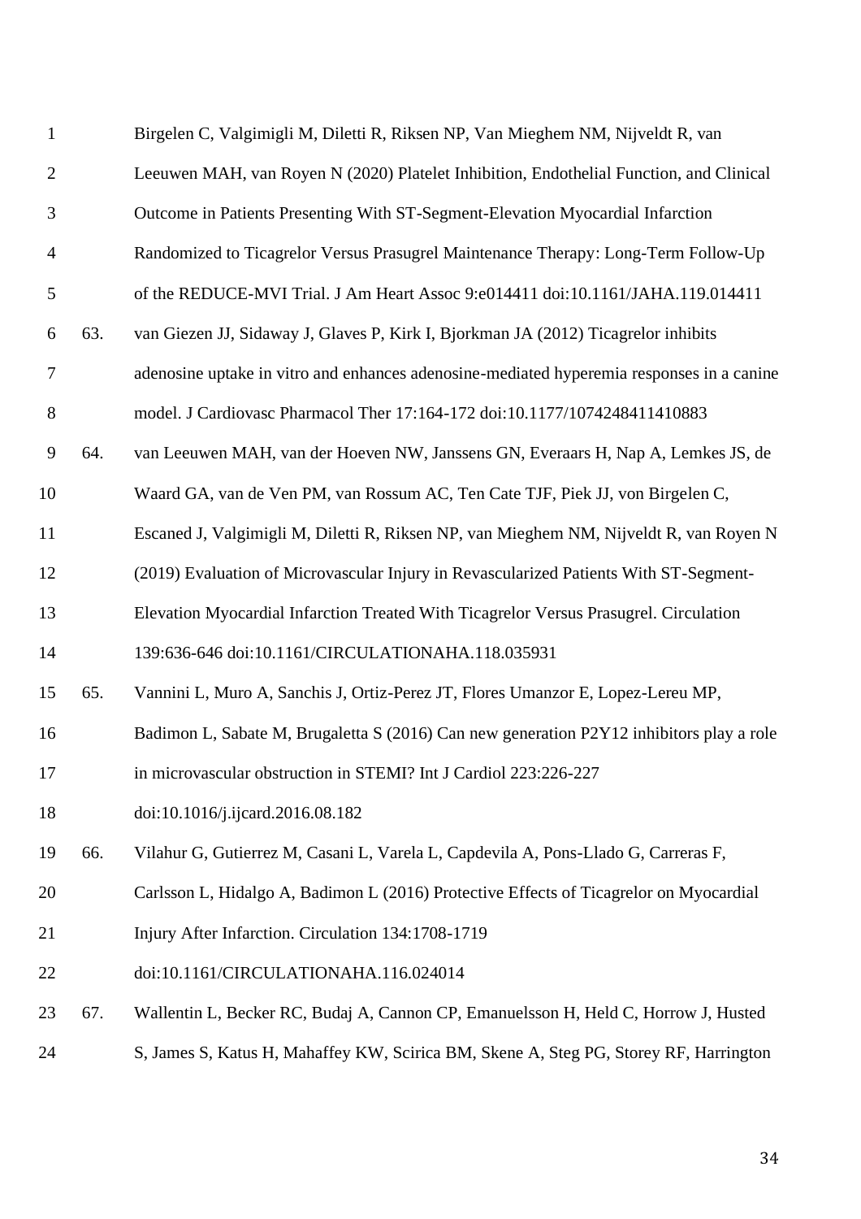Birgelen C, Valgimigli M, Diletti R, Riksen NP, Van Mieghem NM, Nijveldt R, van Leeuwen MAH, van Royen N (2020) Platelet Inhibition, Endothelial Function, and Clinical Outcome in Patients Presenting With ST-Segment-Elevation Myocardial Infarction Randomized to Ticagrelor Versus Prasugrel Maintenance Therapy: Long-Term Follow-Up of the REDUCE-MVI Trial. J Am Heart Assoc 9:e014411 doi:10.1161/JAHA.119.014411

63. van Giezen JJ, Sidaway J, Glaves P, Kirk I, Bjorkman JA (2012) Ticagrelor inhibits adenosine uptake in vitro and enhances adenosine-mediated hyperemia responses in a canine model. J Cardiovasc Pharmacol Ther 17:164-172 doi:10.1177/1074248411410883

64. van Leeuwen MAH, van der Hoeven NW, Janssens GN, Everaars H, Nap A, Lemkes JS, de Waard GA, van de Ven PM, van Rossum AC, Ten Cate TJF, Piek JJ, von Birgelen C, Escaned J, Valgimigli M, Diletti R, Riksen NP, van Mieghem NM, Nijveldt R, van Royen N (2019) Evaluation of Microvascular Injury in Revascularized Patients With ST-Segment-Elevation Myocardial Infarction Treated With Ticagrelor Versus Prasugrel. Circulation 139:636-646 doi:10.1161/CIRCULATIONAHA.118.035931

65. Vannini L, Muro A, Sanchis J, Ortiz-Perez JT, Flores Umanzor E, Lopez-Lereu MP, Badimon L, Sabate M, Brugaletta S (2016) Can new generation P2Y12 inhibitors play a role in microvascular obstruction in STEMI? Int J Cardiol 223:226-227 doi:10.1016/j.ijcard.2016.08.182

66. Vilahur G, Gutierrez M, Casani L, Varela L, Capdevila A, Pons-Llado G, Carreras F, Carlsson L, Hidalgo A, Badimon L (2016) Protective Effects of Ticagrelor on Myocardial Injury After Infarction. Circulation 134:1708-1719 doi:10.1161/CIRCULATIONAHA.116.024014

67. Wallentin L, Becker RC, Budaj A, Cannon CP, Emanuelsson H, Held C, Horrow J, Husted S, James S, Katus H, Mahaffey KW, Scirica BM, Skene A, Steg PG, Storey RF, Harrington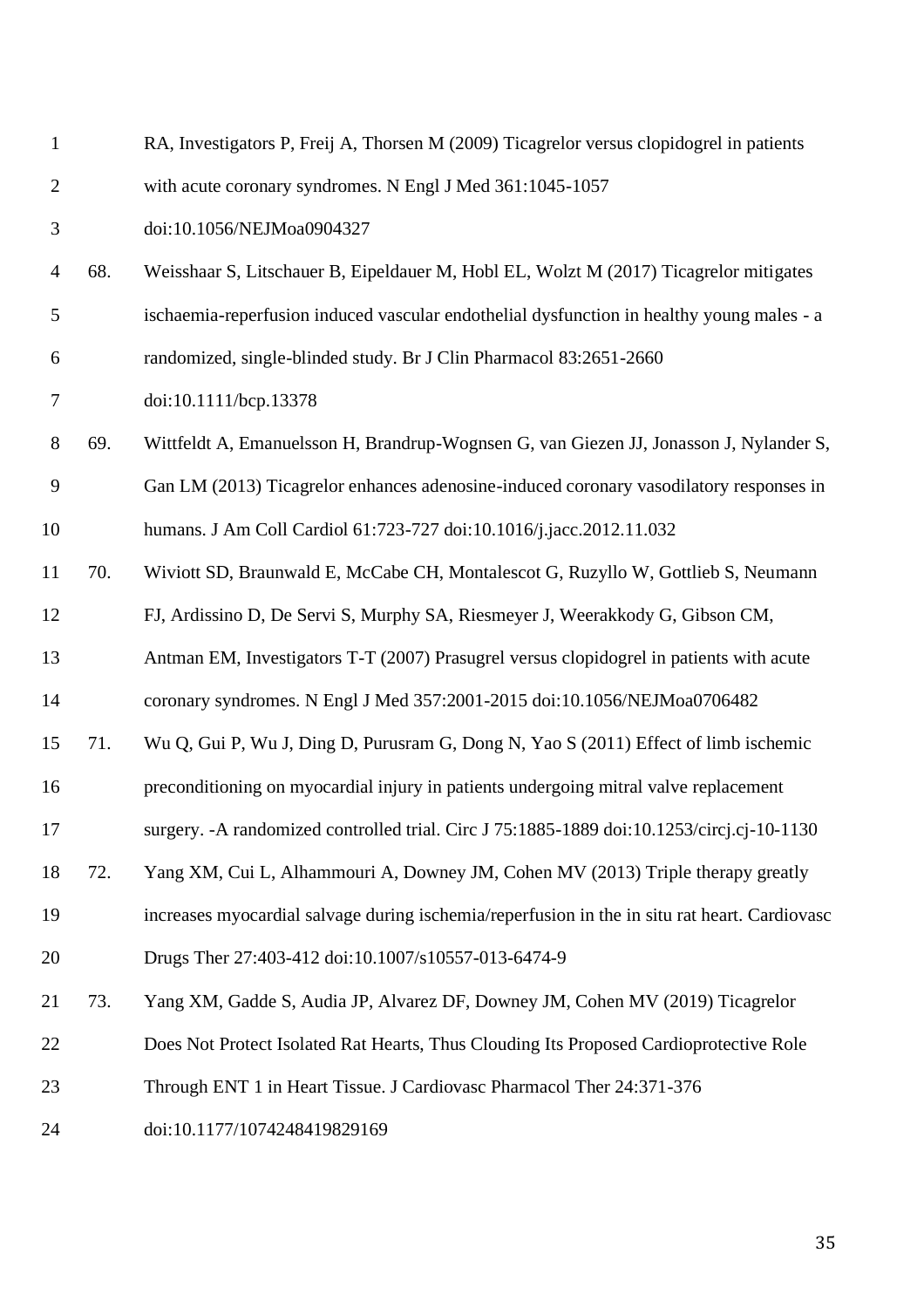RA, Investigators P, Freij A, Thorsen M (2009) Ticagrelor versus clopidogrel in patients with acute coronary syndromes. N Engl J Med 361:1045-1057 doi:10.1056/NEJMoa0904327

68. Weisshaar S, Litschauer B, Eipeldauer M, Hobl EL, Wolzt M (2017) Ticagrelor mitigates ischaemia-reperfusion induced vascular endothelial dysfunction in healthy young males - a randomized, single-blinded study. Br J Clin Pharmacol 83:2651-2660 doi:10.1111/bcp.13378

69. Wittfeldt A, Emanuelsson H, Brandrup-Wognsen G, van Giezen JJ, Jonasson J, Nylander S, Gan LM (2013) Ticagrelor enhances adenosine-induced coronary vasodilatory responses in humans. J Am Coll Cardiol 61:723-727 doi:10.1016/j.jacc.2012.11.032

70. Wiviott SD, Braunwald E, McCabe CH, Montalescot G, Ruzyllo W, Gottlieb S, Neumann FJ, Ardissino D, De Servi S, Murphy SA, Riesmeyer J, Weerakkody G, Gibson CM, Antman EM, Investigators T-T (2007) Prasugrel versus clopidogrel in patients with acute coronary syndromes. N Engl J Med 357:2001-2015 doi:10.1056/NEJMoa0706482

71. Wu Q, Gui P, Wu J, Ding D, Purusram G, Dong N, Yao S (2011) Effect of limb ischemic preconditioning on myocardial injury in patients undergoing mitral valve replacement surgery. -A randomized controlled trial. Circ J 75:1885-1889 doi:10.1253/circj.cj-10-1130

72. Yang XM, Cui L, Alhammouri A, Downey JM, Cohen MV (2013) Triple therapy greatly increases myocardial salvage during ischemia/reperfusion in the in situ rat heart. Cardiovasc Drugs Ther 27:403-412 doi:10.1007/s10557-013-6474-9

73. Yang XM, Gadde S, Audia JP, Alvarez DF, Downey JM, Cohen MV (2019) Ticagrelor Does Not Protect Isolated Rat Hearts, Thus Clouding Its Proposed Cardioprotective Role Through ENT 1 in Heart Tissue. J Cardiovasc Pharmacol Ther 24:371-376 doi:10.1177/1074248419829169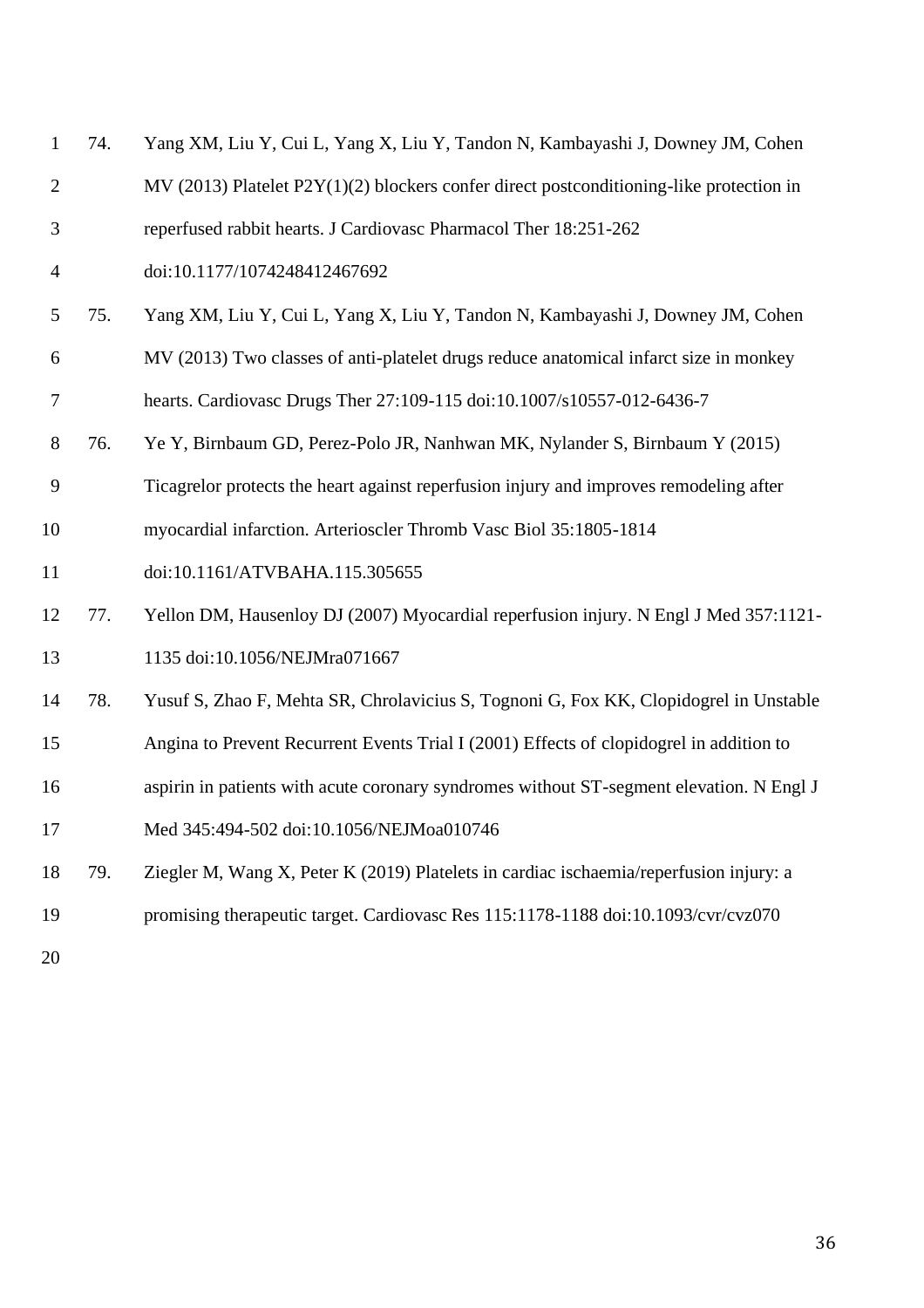74. Yang XM, Liu Y, Cui L, Yang X, Liu Y, Tandon N, Kambayashi J, Downey JM, Cohen MV (2013) Platelet P2Y(1)(2) blockers confer direct postconditioning-like protection in reperfused rabbit hearts. J Cardiovasc Pharmacol Ther 18:251-262 doi:10.1177/1074248412467692
75. Yang XM, Liu Y, Cui L, Yang X, Liu Y, Tandon N, Kambayashi J, Downey JM, Cohen MV (2013) Two classes of anti-platelet drugs reduce anatomical infarct size in monkey hearts. Cardiovasc Drugs Ther 27:109-115 doi:10.1007/s10557-012-6436-7
76. Ye Y, Birnbaum GD, Perez-Polo JR, Nanhwan MK, Nylander S, Birnbaum Y (2015) Ticagrelor protects the heart against reperfusion injury and improves remodeling after myocardial infarction. Arterioscler Thromb Vasc Biol 35:1805-1814 doi:10.1161/ATVBAHA.115.305655
77. Yellon DM, Hausenloy DJ (2007) Myocardial reperfusion injury. N Engl J Med 357:1121-1135 doi:10.1056/NEJMra071667
78. Yusuf S, Zhao F, Mehta SR, Chrolavicius S, Tognoni G, Fox KK, Clopidogrel in Unstable Angina to Prevent Recurrent Events Trial I (2001) Effects of clopidogrel in addition to aspirin in patients with acute coronary syndromes without ST-segment elevation. N Engl J Med 345:494-502 doi:10.1056/NEJMoa010746
79. Ziegler M, Wang X, Peter K (2019) Platelets in cardiac ischaemia/reperfusion injury: a promising therapeutic target. Cardiovasc Res 115:1178-1188 doi:10.1093/cvr/cvz070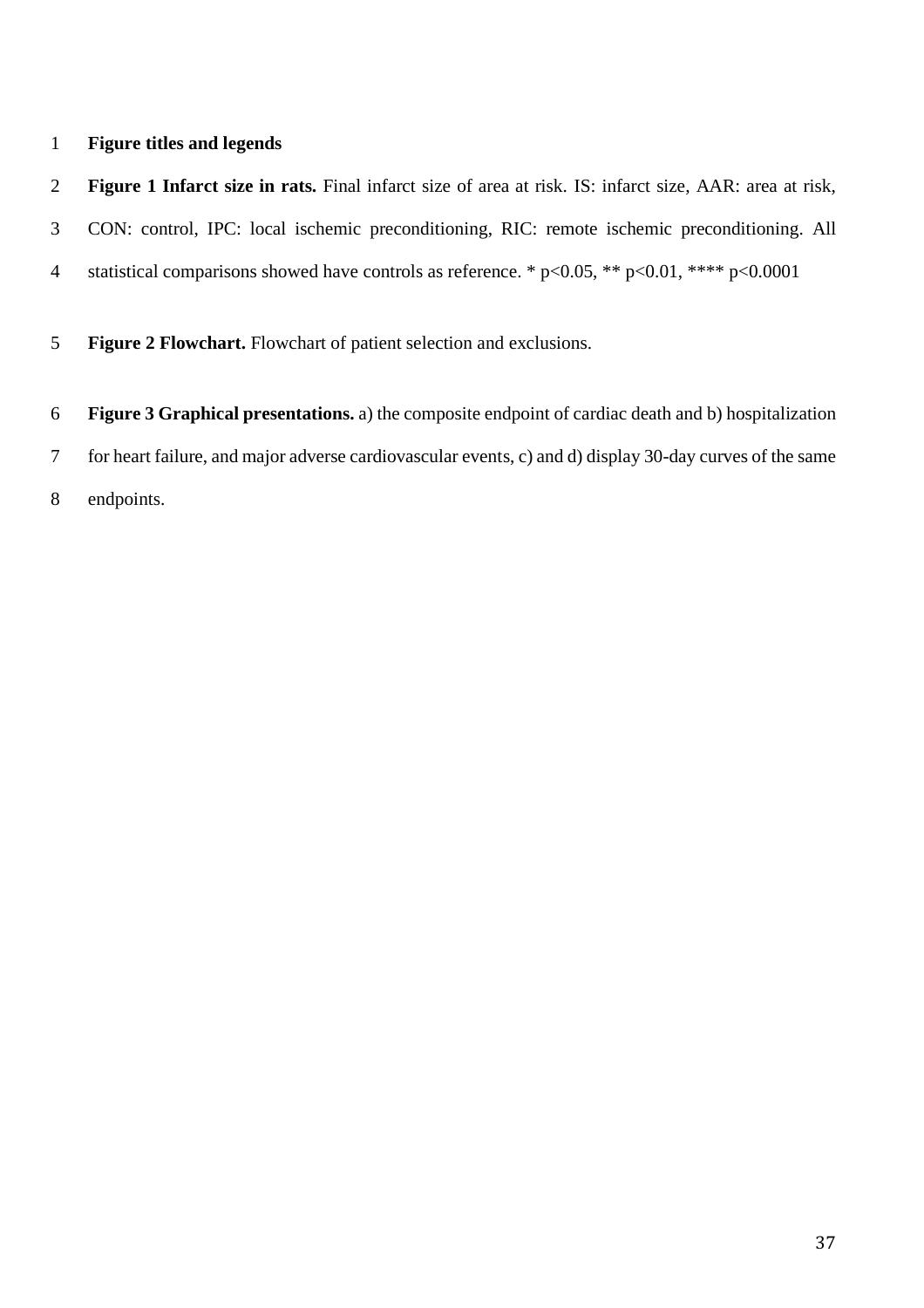**Figure titles and legends**

**Figure 1 Infarct size in rats.** Final infarct size of area at risk. IS: infarct size, AAR: area at risk, CON: control, IPC: local ischemic preconditioning, RIC: remote ischemic preconditioning. All statistical comparisons showed have controls as reference. * $p<0.05$, ** $p<0.01$, **** $p<0.0001$

**Figure 2 Flowchart.** Flowchart of patient selection and exclusions.

**Figure 3 Graphical presentations.** a) the composite endpoint of cardiac death and b) hospitalization for heart failure, and major adverse cardiovascular events, c) and d) display 30-day curves of the same endpoints.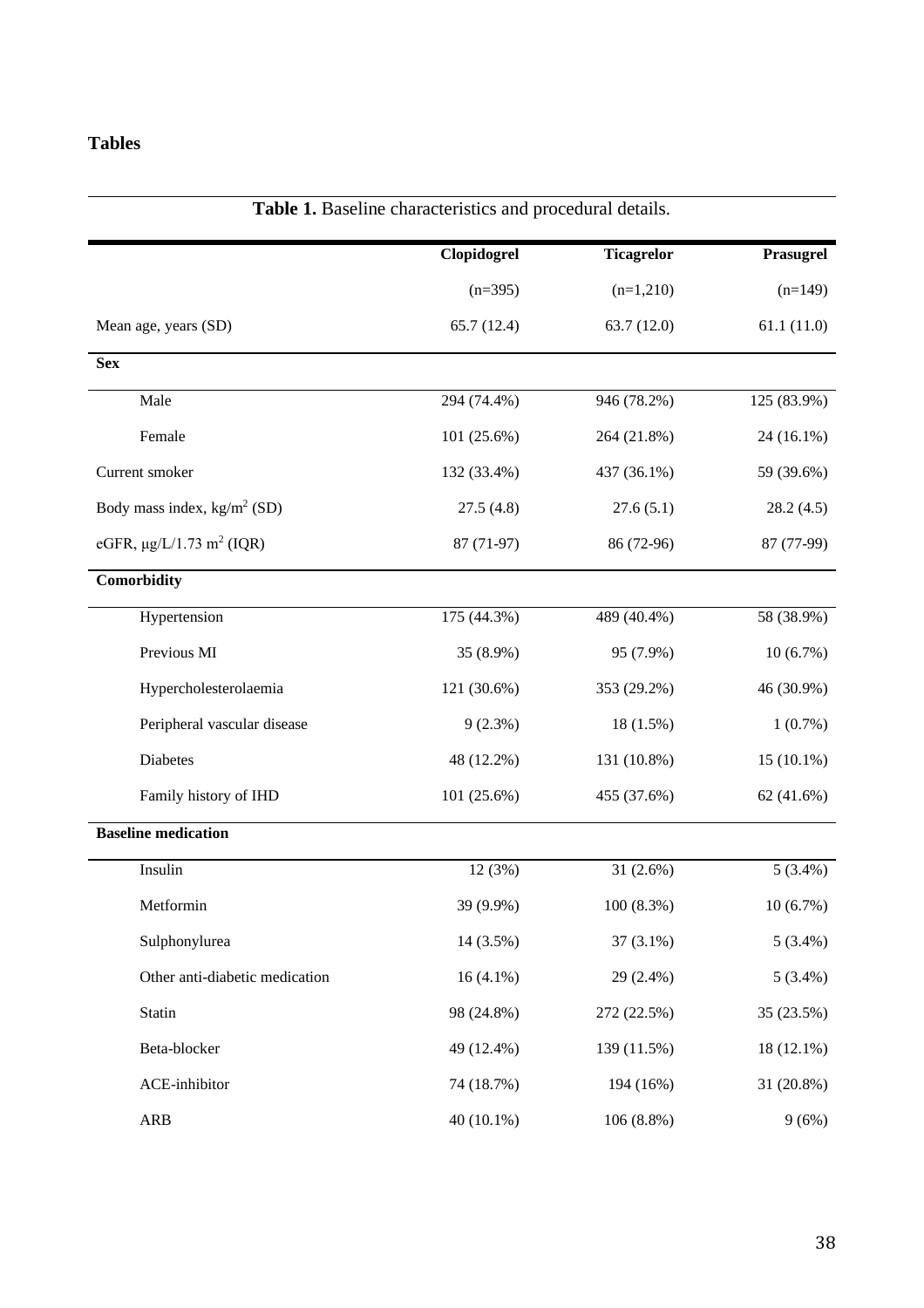# Tables

**Table 1.** Baseline characteristics and procedural details.

| | Clopidogrel | Ticagrelor | Prasugrel |
|---|---|---|---|
| | (n=395) | (n=1,210) | (n=149) |
| Mean age, years (SD) | 65.7 (12.4) | 63.7 (12.0) | 61.1 (11.0) |
| **Sex** | | | |
| Male | 294 (74.4%) | 946 (78.2%) | 125 (83.9%) |
| Female | 101 (25.6%) | 264 (21.8%) | 24 (16.1%) |
| Current smoker | 132 (33.4%) | 437 (36.1%) | 59 (39.6%) |
| Body mass index, $kg/m^2$ (SD) | 27.5 (4.8) | 27.6 (5.1) | 28.2 (4.5) |
| eGFR, μg/L/1.73 $m^2$ (IQR) | 87 (71-97) | 86 (72-96) | 87 (77-99) |
| **Comorbidity** | | | |
| Hypertension | 175 (44.3%) | 489 (40.4%) | 58 (38.9%) |
| Previous MI | 35 (8.9%) | 95 (7.9%) | 10 (6.7%) |
| Hypercholesterolaemia | 121 (30.6%) | 353 (29.2%) | 46 (30.9%) |
| Peripheral vascular disease | 9 (2.3%) | 18 (1.5%) | 1 (0.7%) |
| Diabetes | 48 (12.2%) | 131 (10.8%) | 15 (10.1%) |
| Family history of IHD | 101 (25.6%) | 455 (37.6%) | 62 (41.6%) |
| **Baseline medication** | | | |
| Insulin | 12 (3%) | 31 (2.6%) | 5 (3.4%) |
| Metformin | 39 (9.9%) | 100 (8.3%) | 10 (6.7%) |
| Sulphonylurea | 14 (3.5%) | 37 (3.1%) | 5 (3.4%) |
| Other anti-diabetic medication | 16 (4.1%) | 29 (2.4%) | 5 (3.4%) |
| Statin | 98 (24.8%) | 272 (22.5%) | 35 (23.5%) |
| Beta-blocker | 49 (12.4%) | 139 (11.5%) | 18 (12.1%) |
| ACE-inhibitor | 74 (18.7%) | 194 (16%) | 31 (20.8%) |
| ARB | 40 (10.1%) | 106 (8.8%) | 9 (6%) |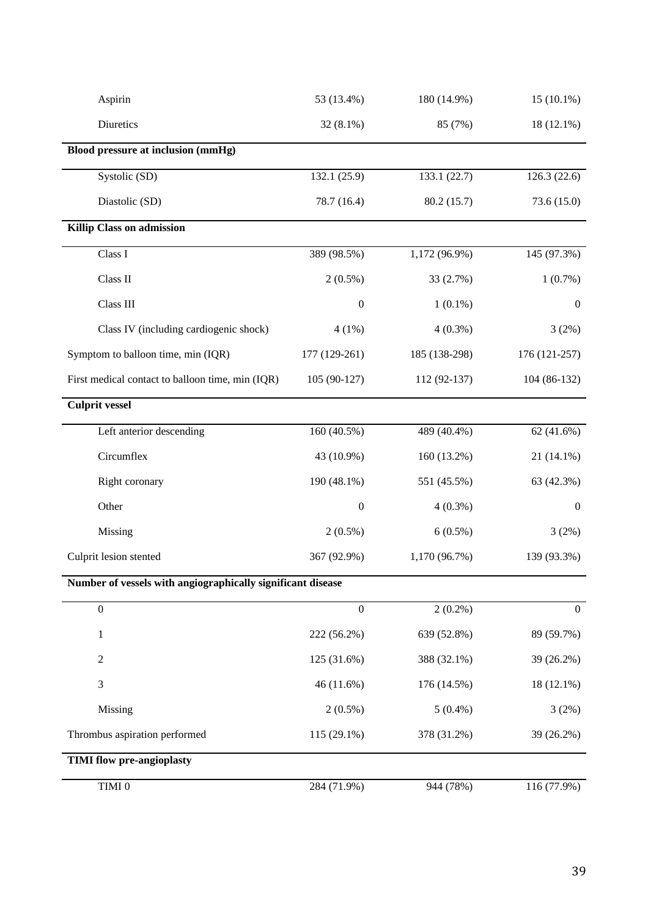| | | | |
|---|---|---|---|
| Aspirin | 53 (13.4%) | 180 (14.9%) | 15 (10.1%) |
| Diuretics | 32 (8.1%) | 85 (7%) | 18 (12.1%) |
| **Blood pressure at inclusion (mmHg)** | | | |
| Systolic (SD) | 132.1 (25.9) | 133.1 (22.7) | 126.3 (22.6) |
| Diastolic (SD) | 78.7 (16.4) | 80.2 (15.7) | 73.6 (15.0) |
| **Killip Class on admission** | | | |
| Class I | 389 (98.5%) | 1,172 (96.9%) | 145 (97.3%) |
| Class II | 2 (0.5%) | 33 (2.7%) | 1 (0.7%) |
| Class III | 0 | 1 (0.1%) | 0 |
| Class IV (including cardiogenic shock) | 4 (1%) | 4 (0.3%) | 3 (2%) |
| Symptom to balloon time, min (IQR) | 177 (129-261) | 185 (138-298) | 176 (121-257) |
| First medical contact to balloon time, min (IQR) | 105 (90-127) | 112 (92-137) | 104 (86-132) |
| **Culprit vessel** | | | |
| Left anterior descending | 160 (40.5%) | 489 (40.4%) | 62 (41.6%) |
| Circumflex | 43 (10.9%) | 160 (13.2%) | 21 (14.1%) |
| Right coronary | 190 (48.1%) | 551 (45.5%) | 63 (42.3%) |
| Other | 0 | 4 (0.3%) | 0 |
| Missing | 2 (0.5%) | 6 (0.5%) | 3 (2%) |
| Culprit lesion stented | 367 (92.9%) | 1,170 (96.7%) | 139 (93.3%) |
| **Number of vessels with angiographically significant disease** | | | |
| 0 | 0 | 2 (0.2%) | 0 |
| 1 | 222 (56.2%) | 639 (52.8%) | 89 (59.7%) |
| 2 | 125 (31.6%) | 388 (32.1%) | 39 (26.2%) |
| 3 | 46 (11.6%) | 176 (14.5%) | 18 (12.1%) |
| Missing | 2 (0.5%) | 5 (0.4%) | 3 (2%) |
| Thrombus aspiration performed | 115 (29.1%) | 378 (31.2%) | 39 (26.2%) |
| **TIMI flow pre-angioplasty** | | | |
| TIMI 0 | 284 (71.9%) | 944 (78%) | 116 (77.9%) |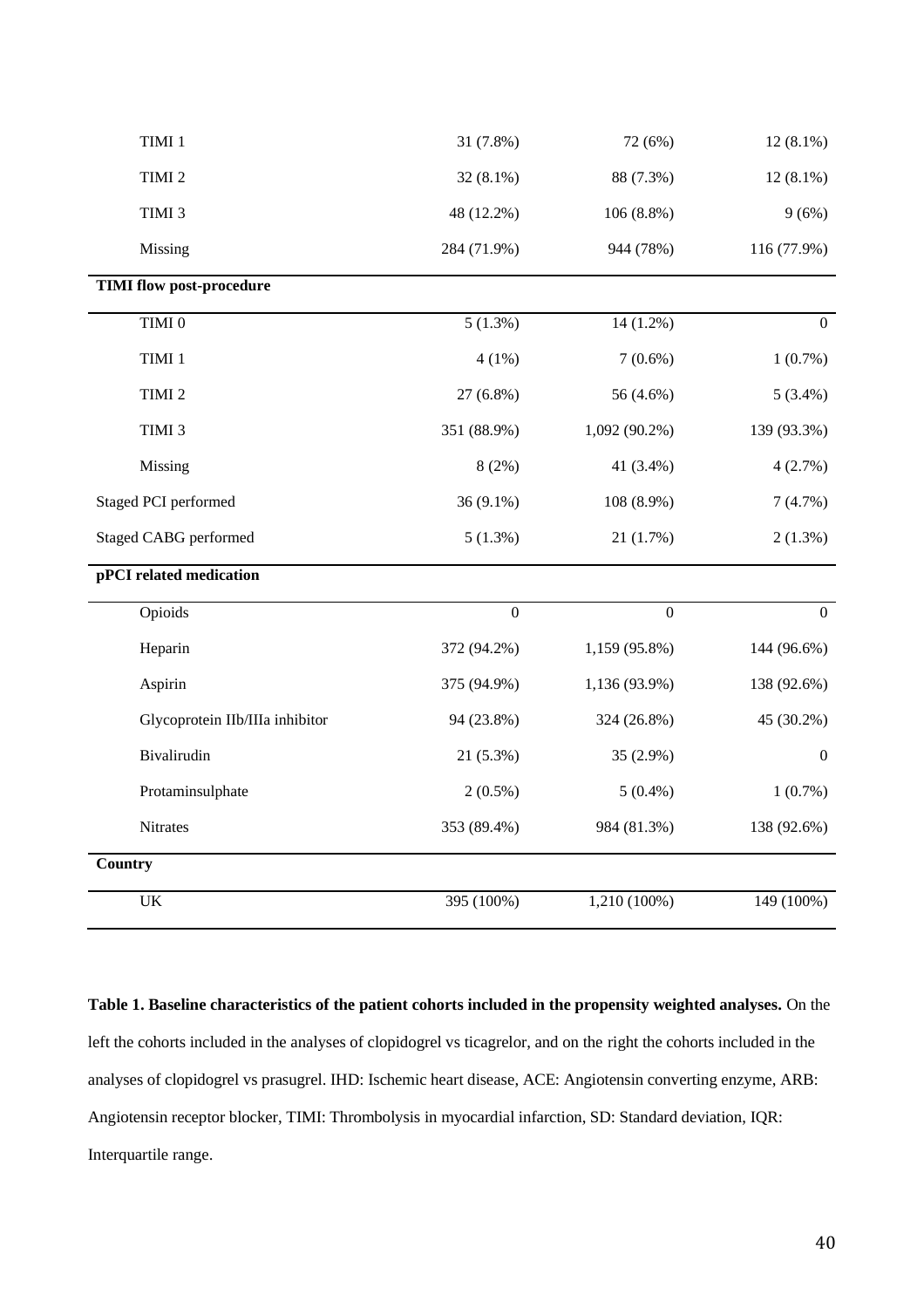| | | | |
|---|---|---|---|
| TIMI 1 | 31 (7.8%) | 72 (6%) | 12 (8.1%) |
| TIMI 2 | 32 (8.1%) | 88 (7.3%) | 12 (8.1%) |
| TIMI 3 | 48 (12.2%) | 106 (8.8%) | 9 (6%) |
| Missing | 284 (71.9%) | 944 (78%) | 116 (77.9%) |
| **TIMI flow post-procedure** | | | |
| TIMI 0 | 5 (1.3%) | 14 (1.2%) | 0 |
| TIMI 1 | 4 (1%) | 7 (0.6%) | 1 (0.7%) |
| TIMI 2 | 27 (6.8%) | 56 (4.6%) | 5 (3.4%) |
| TIMI 3 | 351 (88.9%) | 1,092 (90.2%) | 139 (93.3%) |
| Missing | 8 (2%) | 41 (3.4%) | 4 (2.7%) |
| Staged PCI performed | 36 (9.1%) | 108 (8.9%) | 7 (4.7%) |
| Staged CABG performed | 5 (1.3%) | 21 (1.7%) | 2 (1.3%) |
| **pPCI related medication** | | | |
| Opioids | 0 | 0 | 0 |
| Heparin | 372 (94.2%) | 1,159 (95.8%) | 144 (96.6%) |
| Aspirin | 375 (94.9%) | 1,136 (93.9%) | 138 (92.6%) |
| Glycoprotein IIb/IIIa inhibitor | 94 (23.8%) | 324 (26.8%) | 45 (30.2%) |
| Bivalirudin | 21 (5.3%) | 35 (2.9%) | 0 |
| Protaminsulphate | 2 (0.5%) | 5 (0.4%) | 1 (0.7%) |
| Nitrates | 353 (89.4%) | 984 (81.3%) | 138 (92.6%) |
| **Country** | | | |
| UK | 395 (100%) | 1,210 (100%) | 149 (100%) |

**Table 1. Baseline characteristics of the patient cohorts included in the propensity weighted analyses.** On the left the cohorts included in the analyses of clopidogrel vs ticagrelor, and on the right the cohorts included in the analyses of clopidogrel vs prasugrel. IHD: Ischemic heart disease, ACE: Angiotensin converting enzyme, ARB: Angiotensin receptor blocker, TIMI: Thrombolysis in myocardial infarction, SD: Standard deviation, IQR: Interquartile range.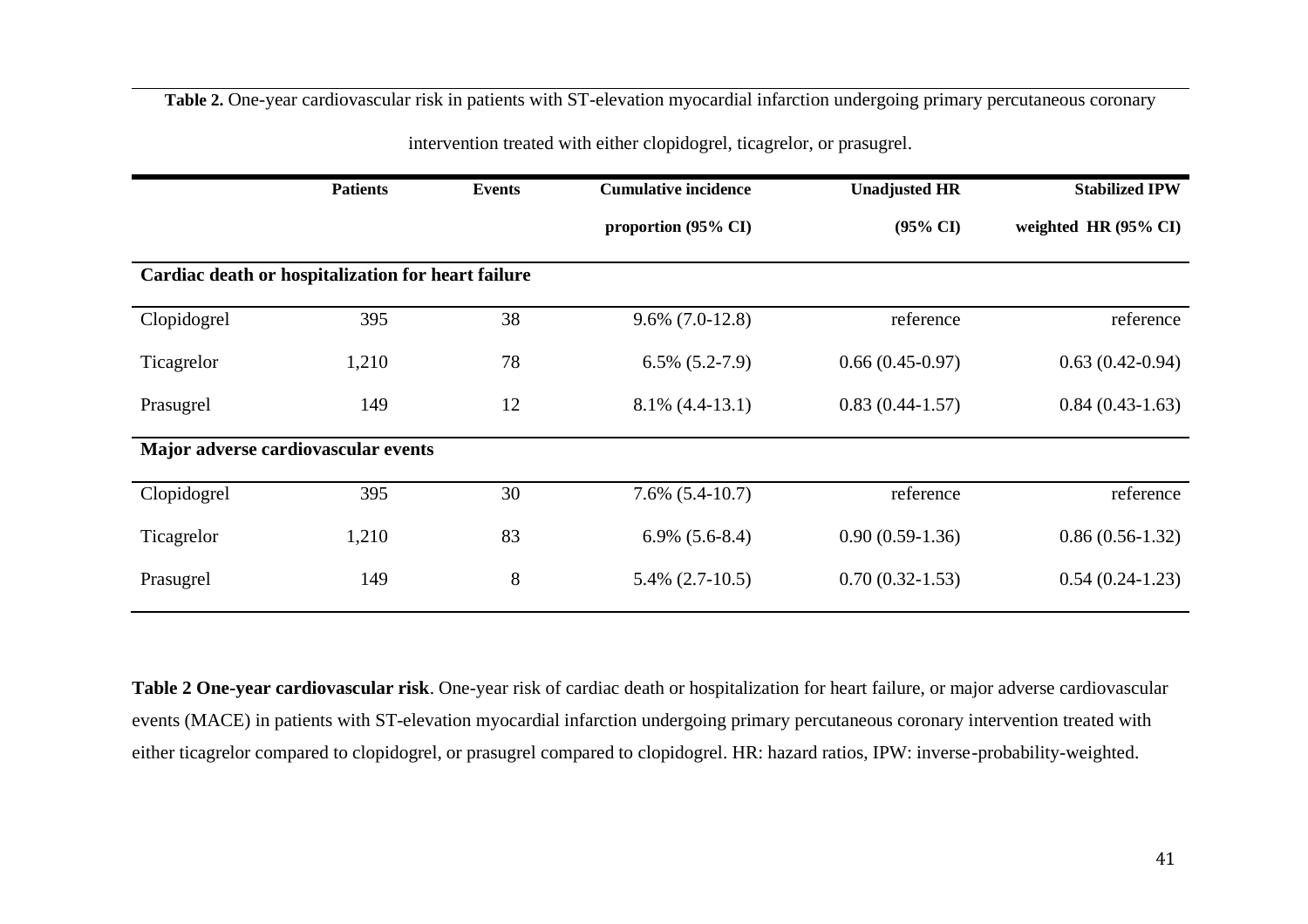**Table 2.** One-year cardiovascular risk in patients with ST-elevation myocardial infarction undergoing primary percutaneous coronary intervention treated with either clopidogrel, ticagrelor, or prasugrel.

| | Patients | Events | Cumulative incidence proportion (95% CI) | Unadjusted HR (95% CI) | Stabilized IPW weighted HR (95% CI) |
|---|---|---|---|---|---|
| **Cardiac death or hospitalization for heart failure** | | | | | |
| Clopidogrel | 395 | 38 | 9.6% (7.0-12.8) | reference | reference |
| Ticagrelor | 1,210 | 78 | 6.5% (5.2-7.9) | 0.66 (0.45-0.97) | 0.63 (0.42-0.94) |
| Prasugrel | 149 | 12 | 8.1% (4.4-13.1) | 0.83 (0.44-1.57) | 0.84 (0.43-1.63) |
| **Major adverse cardiovascular events** | | | | | |
| Clopidogrel | 395 | 30 | 7.6% (5.4-10.7) | reference | reference |
| Ticagrelor | 1,210 | 83 | 6.9% (5.6-8.4) | 0.90 (0.59-1.36) | 0.86 (0.56-1.32) |
| Prasugrel | 149 | 8 | 5.4% (2.7-10.5) | 0.70 (0.32-1.53) | 0.54 (0.24-1.23) |

**Table 2 One-year cardiovascular risk**. One-year risk of cardiac death or hospitalization for heart failure, or major adverse cardiovascular events (MACE) in patients with ST-elevation myocardial infarction undergoing primary percutaneous coronary intervention treated with either ticagrelor compared to clopidogrel, or prasugrel compared to clopidogrel. HR: hazard ratios, IPW: inverse-probability-weighted.